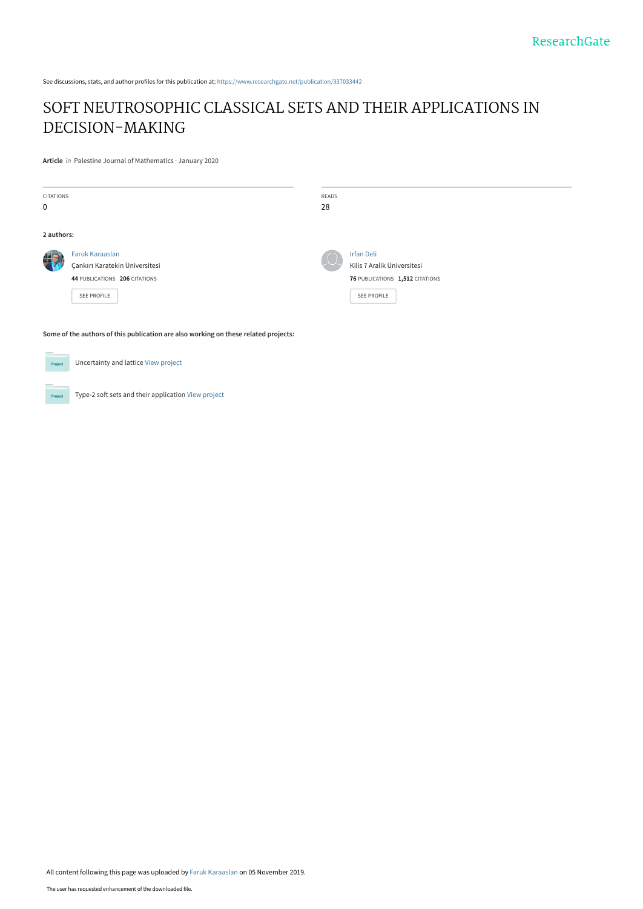See discussions, stats, and author profiles for this publication at: https://www.researchgate.net/publication/337033442

# SOFT NEUTROSOPHIC CLASSICAL SETS AND THEIR APPLICATIONS IN DECISION-MAKING

**Article** *in* Palestine Journal of Mathematics · January 2020

| CITATIONS | READS |
|---|---|
| 0 | 28 |

**2 authors:**

**Faruk Karaaslan**
Çankırı Karatekin Üniversitesi
44 PUBLICATIONS 206 CITATIONS
SEE PROFILE

**Irfan Deli**
Kilis 7 Aralik Üniversitesi
76 PUBLICATIONS 1,512 CITATIONS
SEE PROFILE

**Some of the authors of this publication are also working on these related projects:**

Uncertainty and lattice View project

Type-2 soft sets and their application View project

All content following this page was uploaded by Faruk Karaaslan on 05 November 2019.

The user has requested enhancement of the downloaded file.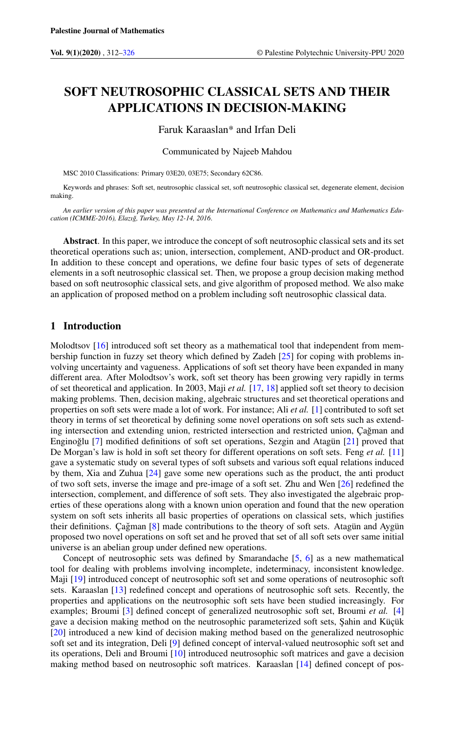# SOFT NEUTROSOPHIC CLASSICAL SETS AND THEIR APPLICATIONS IN DECISION-MAKING

Faruk Karaaslan* and Irfan Deli

Communicated by Najeeb Mahdou

MSC 2010 Classifications: Primary 03E20, 03E75; Secondary 62C86.

Keywords and phrases: Soft set, neutrosophic classical set, soft neutrosophic classical set, degenerate element, decision making.

*An earlier version of this paper was presented at the International Conference on Mathematics and Mathematics Education (ICMME-2016), Elazığ, Turkey, May 12-14, 2016.*

**Abstract**. In this paper, we introduce the concept of soft neutrosophic classical sets and its set theoretical operations such as; union, intersection, complement, AND-product and OR-product. In addition to these concept and operations, we define four basic types of sets of degenerate elements in a soft neutrosophic classical set. Then, we propose a group decision making method based on soft neutrosophic classical sets, and give algorithm of proposed method. We also make an application of proposed method on a problem including soft neutrosophic classical data.

## 1 Introduction

Molodtsov [16] introduced soft set theory as a mathematical tool that independent from membership function in fuzzy set theory which defined by Zadeh [25] for coping with problems involving uncertainty and vagueness. Applications of soft set theory have been expanded in many different area. After Molodtsov's work, soft set theory has been growing very rapidly in terms of set theoretical and application. In 2003, Maji *et al.* [17, 18] applied soft set theory to decision making problems. Then, decision making, algebraic structures and set theoretical operations and properties on soft sets were made a lot of work. For instance; Ali *et al.* [1] contributed to soft set theory in terms of set theoretical by defining some novel operations on soft sets such as extending intersection and extending union, restricted intersection and restricted union, Çağman and Enginoğlu [7] modified definitions of soft set operations, Sezgin and Atagün [21] proved that De Morgan's law is hold in soft set theory for different operations on soft sets. Feng *et al.* [11] gave a systematic study on several types of soft subsets and various soft equal relations induced by them, Xia and Zuhua [24] gave some new operations such as the product, the anti product of two soft sets, inverse the image and pre-image of a soft set. Zhu and Wen [26] redefined the intersection, complement, and difference of soft sets. They also investigated the algebraic properties of these operations along with a known union operation and found that the new operation system on soft sets inherits all basic properties of operations on classical sets, which justifies their definitions. Çağman [8] made contributions to the theory of soft sets. Atagün and Aygün proposed two novel operations on soft set and he proved that set of all soft sets over same initial universe is an abelian group under defined new operations.

Concept of neutrosophic sets was defined by Smarandache [5, 6] as a new mathematical tool for dealing with problems involving incomplete, indeterminacy, inconsistent knowledge. Maji [19] introduced concept of neutrosophic soft set and some operations of neutrosophic soft sets. Karaaslan [13] redefined concept and operations of neutrosophic soft sets. Recently, the properties and applications on the neutrosophic soft sets have been studied increasingly. For examples; Broumi [3] defined concept of generalized neutrosophic soft set, Broumi *et al.* [4] gave a decision making method on the neutrosophic parameterized soft sets, Şahin and Küçük [20] introduced a new kind of decision making method based on the generalized neutrosophic soft set and its integration, Deli [9] defined concept of interval-valued neutrosophic soft set and its operations, Deli and Broumi [10] introduced neutrosophic soft matrices and gave a decision making method based on neutrosophic soft matrices. Karaaslan [14] defined concept of pos-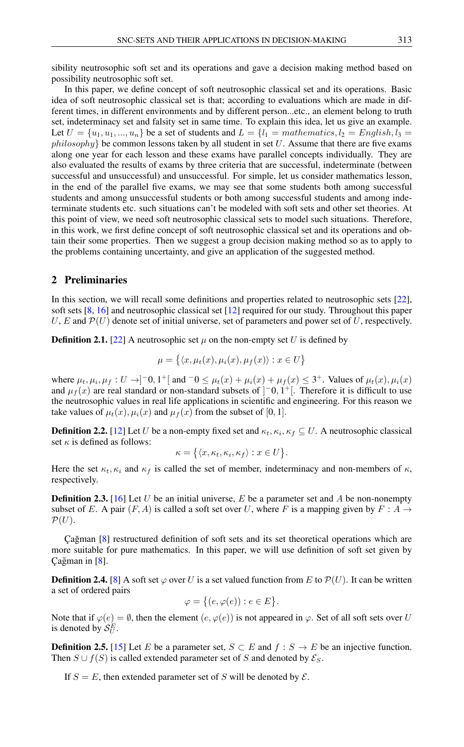sibility neutrosophic soft set and its operations and gave a decision making method based on possibility neutrosophic soft set.

In this paper, we define concept of soft neutrosophic classical set and its operations. Basic idea of soft neutrosophic classical set is that; according to evaluations which are made in different times, in different environments and by different person...etc., an element belong to truth set, indeterminacy set and falsity set in same time. To explain this idea, let us give an example. Let $U = \{u_1, u_1, ..., u_n\}$ be a set of students and $L = \{l_1 = mathematics, l_2 = English, l_3 = philosophy\}$ be common lessons taken by all student in set $U$. Assume that there are five exams along one year for each lesson and these exams have parallel concepts individually. They are also evaluated the results of exams by three criteria that are successful, indeterminate (between successful and unsuccessful) and unsuccessful. For simple, let us consider mathematics lesson, in the end of the parallel five exams, we may see that some students both among successful students and among unsuccessful students or both among successful students and among indeterminate students etc. such situations can't be modeled with soft sets and other set theories. At this point of view, we need soft neutrosophic classical sets to model such situations. Therefore, in this work, we first define concept of soft neutrosophic classical set and its operations and obtain their some properties. Then we suggest a group decision making method so as to apply to the problems containing uncertainty, and give an application of the suggested method.

## 2 Preliminaries

In this section, we will recall some definitions and properties related to neutrosophic sets [22], soft sets [8, 16] and neutrosophic classical set [12] required for our study. Throughout this paper $U$, $E$ and $\mathcal{P}(U)$ denote set of initial universe, set of parameters and power set of $U$, respectively.

**Definition 2.1.** [22] A neutrosophic set $\mu$ on the non-empty set $U$ is defined by

$$\mu = \{\langle x, \mu_t(x), \mu_i(x), \mu_f(x)\rangle : x \in U\}$$

where $\mu_t, \mu_i, \mu_f : U \to ]^-0, 1^+[$ and $^-0 \leq \mu_t(x) + \mu_i(x) + \mu_f(x) \leq 3^+$. Values of $\mu_t(x), \mu_i(x)$ and $\mu_f(x)$ are real standard or non-standard subsets of $]^-0, 1^+[$. Therefore it is difficult to use the neutrosophic values in real life applications in scientific and engineering. For this reason we take values of $\mu_t(x), \mu_i(x)$ and $\mu_f(x)$ from the subset of $[0, 1]$.

**Definition 2.2.** [12] Let $U$ be a non-empty fixed set and $\kappa_t, \kappa_i, \kappa_f \subseteq U$. A neutrosophic classical set $\kappa$ is defined as follows:

$$\kappa = \{\langle x, \kappa_t, \kappa_i, \kappa_f\rangle : x \in U\}.$$

Here the set $\kappa_t, \kappa_i$ and $\kappa_f$ is called the set of member, indeterminacy and non-members of $\kappa$, respectively.

**Definition 2.3.** [16] Let $U$ be an initial universe, $E$ be a parameter set and $A$ be non-nonempty subset of $E$. A pair $(F, A)$ is called a soft set over $U$, where $F$ is a mapping given by $F : A \to \mathcal{P}(U)$.

Çağman [8] restructured definition of soft sets and its set theoretical operations which are more suitable for pure mathematics. In this paper, we will use definition of soft set given by Çağman in [8].

**Definition 2.4.** [8] A soft set $\varphi$ over $U$ is a set valued function from $E$ to $\mathcal{P}(U)$. It can be written a set of ordered pairs

$$\varphi = \{(e, \varphi(e)) : e \in E\}.$$

Note that if $\varphi(e) = \emptyset$, then the element $(e, \varphi(e))$ is not appeared in $\varphi$. Set of all soft sets over $U$ is denoted by $\mathcal{S}_U^E$.

**Definition 2.5.** [15] Let $E$ be a parameter set, $S \subset E$ and $f : S \to E$ be an injective function. Then $S \cup f(S)$ is called extended parameter set of $S$ and denoted by $\mathcal{E}_S$.

If $S = E$, then extended parameter set of $S$ will be denoted by $\mathcal{E}$.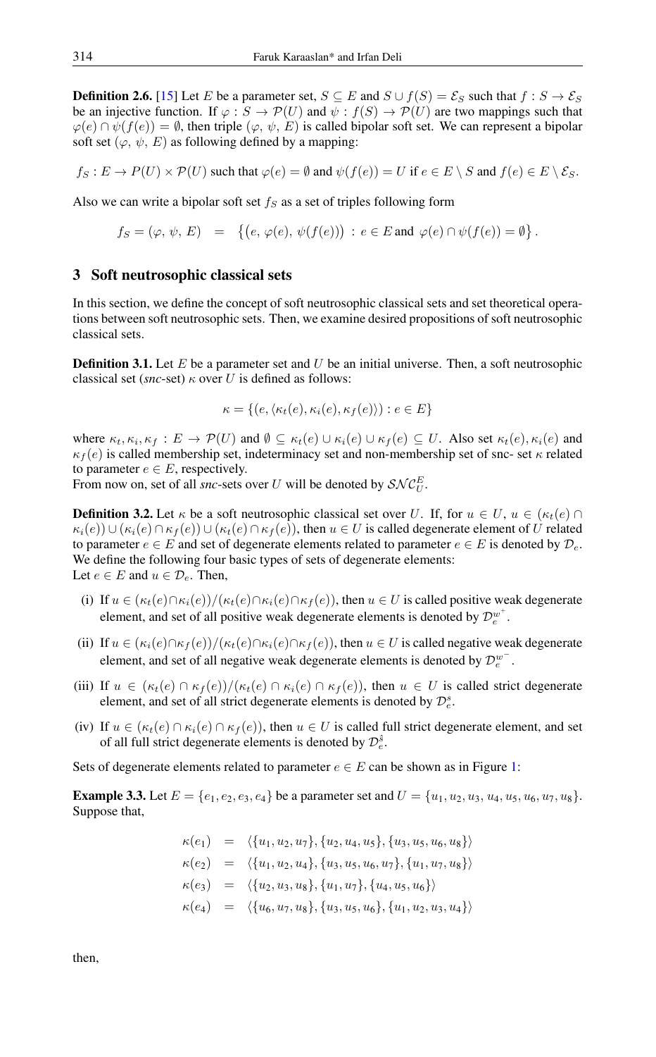**Definition 2.6.** [15] Let $E$ be a parameter set, $S \subseteq E$ and $S \cup f(S) = \mathcal{E}_S$ such that $f : S \to \mathcal{E}_S$ be an injective function. If $\varphi : S \to \mathcal{P}(U)$ and $\psi : f(S) \to \mathcal{P}(U)$ are two mappings such that $\varphi(e) \cap \psi(f(e)) = \emptyset$, then triple $(\varphi,\, \psi,\, E)$ is called bipolar soft set. We can represent a bipolar soft set $(\varphi,\, \psi,\, E)$ as following defined by a mapping:

$f_S : E \to P(U) \times \mathcal{P}(U)$ such that $\varphi(e) = \emptyset$ and $\psi(f(e)) = U$ if $e \in E \setminus S$ and $f(e) \in E \setminus \mathcal{E}_S$.

Also we can write a bipolar soft set $f_S$ as a set of triples following form

$$f_S = (\varphi,\, \psi,\, E) \;\; = \;\; \left\{ \left(e,\, \varphi(e),\, \psi(f(e))\right) \,:\, e \in E \text{ and } \varphi(e) \cap \psi(f(e)) = \emptyset \right\}.$$

## 3 Soft neutrosophic classical sets

In this section, we define the concept of soft neutrosophic classical sets and set theoretical operations between soft neutrosophic sets. Then, we examine desired propositions of soft neutrosophic classical sets.

**Definition 3.1.** Let $E$ be a parameter set and $U$ be an initial universe. Then, a soft neutrosophic classical set (*snc*-set) $\kappa$ over $U$ is defined as follows:

$$\kappa = \{(e, \langle \kappa_t(e), \kappa_i(e), \kappa_f(e)\rangle) : e \in E\}$$

where $\kappa_t, \kappa_i, \kappa_f : E \to \mathcal{P}(U)$ and $\emptyset \subseteq \kappa_t(e) \cup \kappa_i(e) \cup \kappa_f(e) \subseteq U$. Also set $\kappa_t(e), \kappa_i(e)$ and $\kappa_f(e)$ is called membership set, indeterminacy set and non-membership set of snc- set $\kappa$ related to parameter $e \in E$, respectively.
From now on, set of all *snc*-sets over $U$ will be denoted by $\mathcal{SNC}_U^E$.

**Definition 3.2.** Let $\kappa$ be a soft neutrosophic classical set over $U$. If, for $u \in U$, $u \in (\kappa_t(e) \cap \kappa_i(e)) \cup (\kappa_i(e) \cap \kappa_f(e)) \cup (\kappa_t(e) \cap \kappa_f(e))$, then $u \in U$ is called degenerate element of $U$ related to parameter $e \in E$ and set of degenerate elements related to parameter $e \in E$ is denoted by $\mathcal{D}_e$. We define the following four basic types of sets of degenerate elements:
Let $e \in E$ and $u \in \mathcal{D}_e$. Then,

(i) If $u \in (\kappa_t(e) \cap \kappa_i(e))/(\kappa_t(e) \cap \kappa_i(e) \cap \kappa_f(e))$, then $u \in U$ is called positive weak degenerate element, and set of all positive weak degenerate elements is denoted by $\mathcal{D}_e^{w^+}$.

(ii) If $u \in (\kappa_i(e) \cap \kappa_f(e))/(\kappa_t(e) \cap \kappa_i(e) \cap \kappa_f(e))$, then $u \in U$ is called negative weak degenerate element, and set of all negative weak degenerate elements is denoted by $\mathcal{D}_e^{w^-}$.

(iii) If $u \in (\kappa_t(e) \cap \kappa_f(e))/(\kappa_t(e) \cap \kappa_i(e) \cap \kappa_f(e))$, then $u \in U$ is called strict degenerate element, and set of all strict degenerate elements is denoted by $\mathcal{D}_e^{s}$.

(iv) If $u \in (\kappa_t(e) \cap \kappa_i(e) \cap \kappa_f(e))$, then $u \in U$ is called full strict degenerate element, and set of all full strict degenerate elements is denoted by $\mathcal{D}_e^{\hat{s}}$.

Sets of degenerate elements related to parameter $e \in E$ can be shown as in Figure 1:

**Example 3.3.** Let $E = \{e_1, e_2, e_3, e_4\}$ be a parameter set and $U = \{u_1, u_2, u_3, u_4, u_5, u_6, u_7, u_8\}$. Suppose that,

$$\begin{aligned}
\kappa(e_1) &= \langle \{u_1, u_2, u_7\}, \{u_2, u_4, u_5\}, \{u_3, u_5, u_6, u_8\} \rangle \\
\kappa(e_2) &= \langle \{u_1, u_2, u_4\}, \{u_3, u_5, u_6, u_7\}, \{u_1, u_7, u_8\} \rangle \\
\kappa(e_3) &= \langle \{u_2, u_3, u_8\}, \{u_1, u_7\}, \{u_4, u_5, u_6\} \rangle \\
\kappa(e_4) &= \langle \{u_6, u_7, u_8\}, \{u_3, u_5, u_6\}, \{u_1, u_2, u_3, u_4\} \rangle
\end{aligned}$$

then,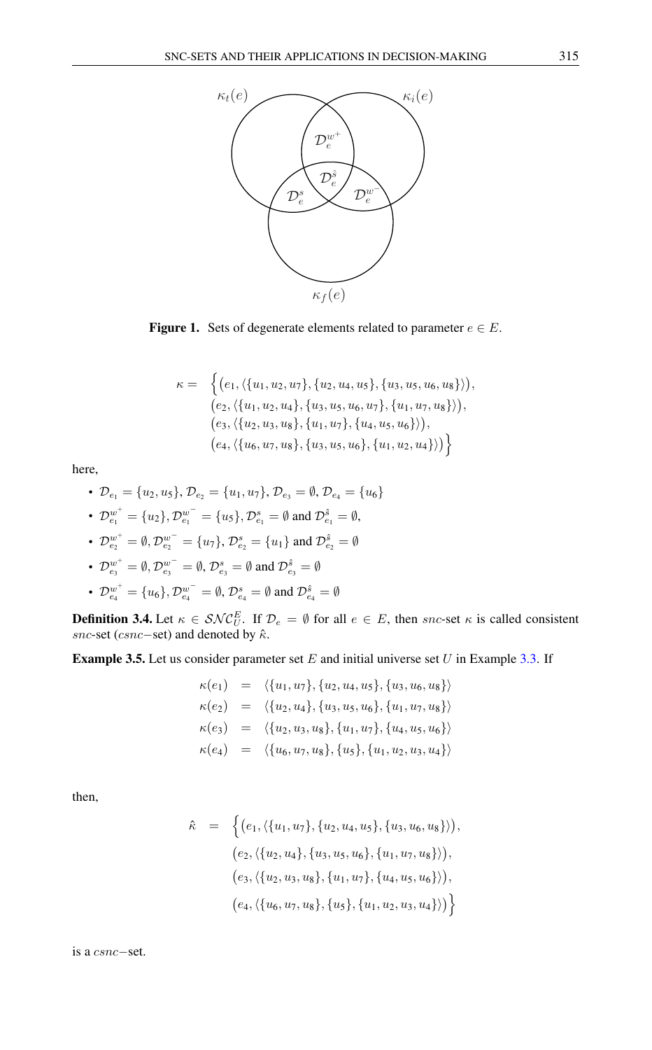**Figure 1.** Sets of degenerate elements related to parameter $e \in E$.

$$
\begin{aligned}
\kappa = \ & \Big\{\big(e_1, \langle\{u_1,u_2,u_7\},\{u_2,u_4,u_5\},\{u_3,u_5,u_6,u_8\}\rangle\big),\\
& \big(e_2, \langle\{u_1,u_2,u_4\},\{u_3,u_5,u_6,u_7\},\{u_1,u_7,u_8\}\rangle\big),\\
& \big(e_3, \langle\{u_2,u_3,u_8\},\{u_1,u_7\},\{u_4,u_5,u_6\}\rangle\big),\\
& \big(e_4, \langle\{u_6,u_7,u_8\},\{u_3,u_5,u_6\},\{u_1,u_2,u_4\}\rangle\big)\Big\}
\end{aligned}
$$

here,

- $\mathcal{D}_{e_1} = \{u_2, u_5\}$, $\mathcal{D}_{e_2} = \{u_1, u_7\}$, $\mathcal{D}_{e_3} = \emptyset$, $\mathcal{D}_{e_4} = \{u_6\}$
- $\mathcal{D}_{e_1}^{w^+} = \{u_2\}$, $\mathcal{D}_{e_1}^{w^-} = \{u_5\}$, $\mathcal{D}_{e_1}^{s} = \emptyset$ and $\mathcal{D}_{e_1}^{\hat{s}} = \emptyset$,
- $\mathcal{D}_{e_2}^{w^+} = \emptyset$, $\mathcal{D}_{e_2}^{w^-} = \{u_7\}$, $\mathcal{D}_{e_2}^{s} = \{u_1\}$ and $\mathcal{D}_{e_2}^{\hat{s}} = \emptyset$
- $\mathcal{D}_{e_3}^{w^+} = \emptyset$, $\mathcal{D}_{e_3}^{w^-} = \emptyset$, $\mathcal{D}_{e_3}^{s} = \emptyset$ and $\mathcal{D}_{e_3}^{\hat{s}} = \emptyset$
- $\mathcal{D}_{e_4}^{w^+} = \{u_6\}$, $\mathcal{D}_{e_4}^{w^-} = \emptyset$, $\mathcal{D}_{e_4}^{s} = \emptyset$ and $\mathcal{D}_{e_4}^{\hat{s}} = \emptyset$

**Definition 3.4.** Let $\kappa \in \mathcal{SNC}_U^E$. If $\mathcal{D}_e = \emptyset$ for all $e \in E$, then $snc$-set $\kappa$ is called consistent $snc$-set ($csnc-$set) and denoted by $\hat{\kappa}$.

**Example 3.5.** Let us consider parameter set $E$ and initial universe set $U$ in Example 3.3. If

$$
\begin{aligned}
\kappa(e_1) &= \langle\{u_1,u_7\},\{u_2,u_4,u_5\},\{u_3,u_6,u_8\}\rangle\\
\kappa(e_2) &= \langle\{u_2,u_4\},\{u_3,u_5,u_6\},\{u_1,u_7,u_8\}\rangle\\
\kappa(e_3) &= \langle\{u_2,u_3,u_8\},\{u_1,u_7\},\{u_4,u_5,u_6\}\rangle\\
\kappa(e_4) &= \langle\{u_6,u_7,u_8\},\{u_5\},\{u_1,u_2,u_3,u_4\}\rangle
\end{aligned}
$$

then,

$$
\begin{aligned}
\hat{\kappa} \ = \ & \Big\{\big(e_1, \langle\{u_1,u_7\},\{u_2,u_4,u_5\},\{u_3,u_6,u_8\}\rangle\big),\\
& \big(e_2, \langle\{u_2,u_4\},\{u_3,u_5,u_6\},\{u_1,u_7,u_8\}\rangle\big),\\
& \big(e_3, \langle\{u_2,u_3,u_8\},\{u_1,u_7\},\{u_4,u_5,u_6\}\rangle\big),\\
& \big(e_4, \langle\{u_6,u_7,u_8\},\{u_5\},\{u_1,u_2,u_3,u_4\}\rangle\big)\Big\}
\end{aligned}
$$

is a $csnc-$set.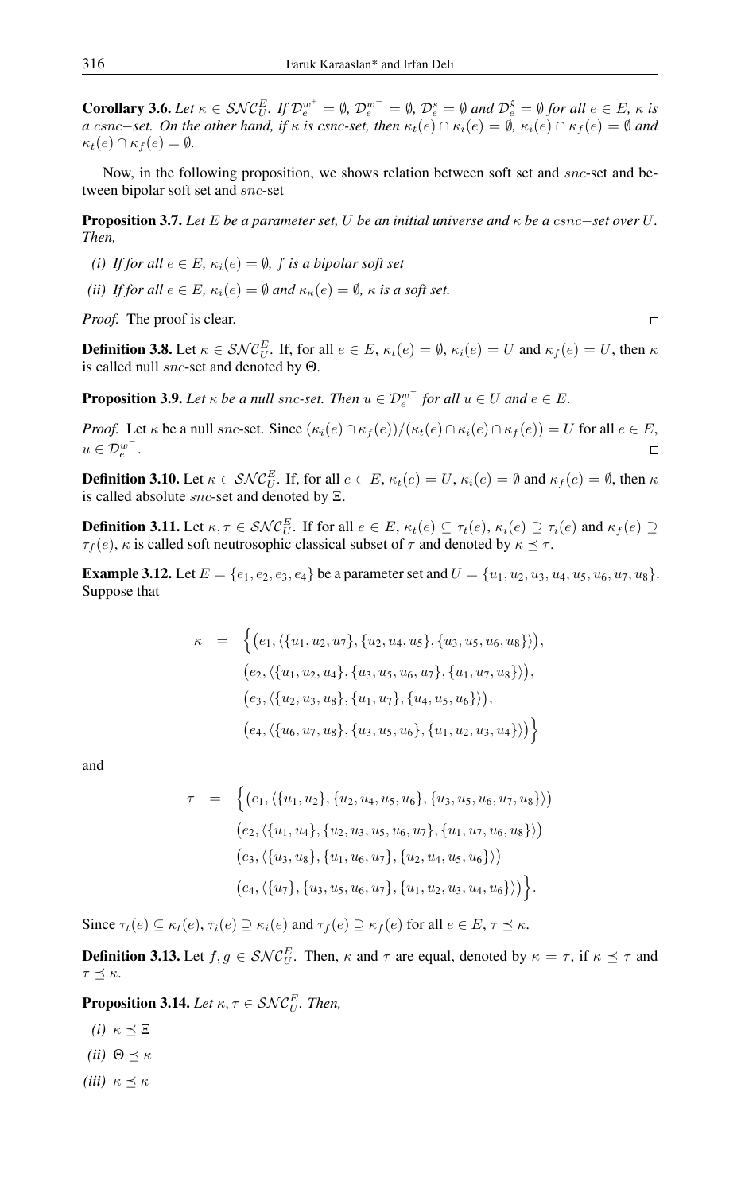**Corollary 3.6.** *Let $\kappa \in \mathcal{SNC}_U^E$. If $\mathcal{D}_e^{w^+} = \emptyset$, $\mathcal{D}_e^{w^-} = \emptyset$, $\mathcal{D}_e^{s} = \emptyset$ and $\mathcal{D}_e^{\hat{s}} = \emptyset$ for all $e \in E$, $\kappa$ is a csnc−set. On the other hand, if $\kappa$ is csnc-set, then $\kappa_t(e) \cap \kappa_i(e) = \emptyset$, $\kappa_i(e) \cap \kappa_f(e) = \emptyset$ and $\kappa_t(e) \cap \kappa_f(e) = \emptyset$.*

Now, in the following proposition, we shows relation between soft set and *snc*-set and between bipolar soft set and *snc*-set

**Proposition 3.7.** *Let $E$ be a parameter set, $U$ be an initial universe and $\kappa$ be a csnc−set over $U$. Then,*

*(i) If for all $e \in E$, $\kappa_i(e) = \emptyset$, $f$ is a bipolar soft set*

*(ii) If for all $e \in E$, $\kappa_i(e) = \emptyset$ and $\kappa_\kappa(e) = \emptyset$, $\kappa$ is a soft set.*

*Proof.* The proof is clear. □

**Definition 3.8.** Let $\kappa \in \mathcal{SNC}_U^E$. If, for all $e \in E$, $\kappa_t(e) = \emptyset$, $\kappa_i(e) = U$ and $\kappa_f(e) = U$, then $\kappa$ is called null *snc*-set and denoted by $\Theta$.

**Proposition 3.9.** *Let $\kappa$ be a null snc-set. Then $u \in \mathcal{D}_e^{w^-}$ for all $u \in U$ and $e \in E$.*

*Proof.* Let $\kappa$ be a null *snc*-set. Since $(\kappa_i(e) \cap \kappa_f(e))/(\kappa_t(e) \cap \kappa_i(e) \cap \kappa_f(e)) = U$ for all $e \in E$, $u \in \mathcal{D}_e^{w^-}$. □

**Definition 3.10.** Let $\kappa \in \mathcal{SNC}_U^E$. If, for all $e \in E$, $\kappa_t(e) = U$, $\kappa_i(e) = \emptyset$ and $\kappa_f(e) = \emptyset$, then $\kappa$ is called absolute *snc*-set and denoted by $\Xi$.

**Definition 3.11.** Let $\kappa, \tau \in \mathcal{SNC}_U^E$. If for all $e \in E$, $\kappa_t(e) \subseteq \tau_t(e)$, $\kappa_i(e) \supseteq \tau_i(e)$ and $\kappa_f(e) \supseteq \tau_f(e)$, $\kappa$ is called soft neutrosophic classical subset of $\tau$ and denoted by $\kappa \preceq \tau$.

**Example 3.12.** Let $E = \{e_1, e_2, e_3, e_4\}$ be a parameter set and $U = \{u_1, u_2, u_3, u_4, u_5, u_6, u_7, u_8\}$. Suppose that

$$
\begin{aligned}
\kappa \;=\; \Big\{ & \big(e_1, \langle \{u_1, u_2, u_7\}, \{u_2, u_4, u_5\}, \{u_3, u_5, u_6, u_8\} \rangle\big), \\
& \big(e_2, \langle \{u_1, u_2, u_4\}, \{u_3, u_5, u_6, u_7\}, \{u_1, u_7, u_8\} \rangle\big), \\
& \big(e_3, \langle \{u_2, u_3, u_8\}, \{u_1, u_7\}, \{u_4, u_5, u_6\} \rangle\big), \\
& \big(e_4, \langle \{u_6, u_7, u_8\}, \{u_3, u_5, u_6\}, \{u_1, u_2, u_3, u_4\} \rangle\big) \Big\}
\end{aligned}
$$

and

$$
\begin{aligned}
\tau \;=\; \Big\{ & \big(e_1, \langle \{u_1, u_2\}, \{u_2, u_4, u_5, u_6\}, \{u_3, u_5, u_6, u_7, u_8\} \rangle\big) \\
& \big(e_2, \langle \{u_1, u_4\}, \{u_2, u_3, u_5, u_6, u_7\}, \{u_1, u_7, u_6, u_8\} \rangle\big) \\
& \big(e_3, \langle \{u_3, u_8\}, \{u_1, u_6, u_7\}, \{u_2, u_4, u_5, u_6\} \rangle\big) \\
& \big(e_4, \langle \{u_7\}, \{u_3, u_5, u_6, u_7\}, \{u_1, u_2, u_3, u_4, u_6\} \rangle\big) \Big\}.
\end{aligned}
$$

Since $\tau_t(e) \subseteq \kappa_t(e)$, $\tau_i(e) \supseteq \kappa_i(e)$ and $\tau_f(e) \supseteq \kappa_f(e)$ for all $e \in E$, $\tau \preceq \kappa$.

**Definition 3.13.** Let $f, g \in \mathcal{SNC}_U^E$. Then, $\kappa$ and $\tau$ are equal, denoted by $\kappa = \tau$, if $\kappa \preceq \tau$ and $\tau \preceq \kappa$.

**Proposition 3.14.** *Let $\kappa, \tau \in \mathcal{SNC}_U^E$. Then,*

*(i) $\kappa \preceq \Xi$*

*(ii) $\Theta \preceq \kappa$*

*(iii) $\kappa \preceq \kappa$*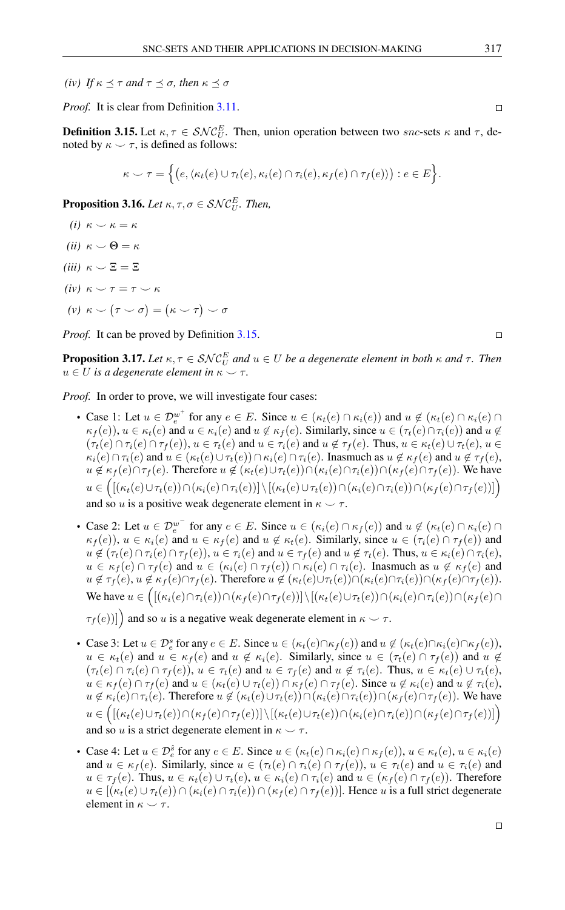*(iv) If $\kappa \preceq \tau$ and $\tau \preceq \sigma$, then $\kappa \preceq \sigma$*

*Proof.* It is clear from Definition 3.11. ∎

**Definition 3.15.** Let $\kappa, \tau \in \mathcal{SNC}_U^E$. Then, union operation between two *snc*-sets $\kappa$ and $\tau$, denoted by $\kappa \smile \tau$, is defined as follows:

$$\kappa \smile \tau = \Big\{ \big(e, \langle \kappa_t(e) \cup \tau_t(e), \kappa_i(e) \cap \tau_i(e), \kappa_f(e) \cap \tau_f(e) \rangle \big) : e \in E \Big\}.$$

**Proposition 3.16.** *Let $\kappa, \tau, \sigma \in \mathcal{SNC}_U^E$. Then,*

*(i)* $\kappa \smile \kappa = \kappa$

*(ii)* $\kappa \smile \Theta = \kappa$

*(iii)* $\kappa \smile \Xi = \Xi$

*(iv)* $\kappa \smile \tau = \tau \smile \kappa$

*(v)* $\kappa \smile \big(\tau \smile \sigma\big) = \big(\kappa \smile \tau\big) \smile \sigma$

*Proof.* It can be proved by Definition 3.15. ∎

**Proposition 3.17.** *Let $\kappa, \tau \in \mathcal{SNC}_U^E$ and $u \in U$ be a degenerate element in both $\kappa$ and $\tau$. Then $u \in U$ is a degenerate element in $\kappa \smile \tau$.*

*Proof.* In order to prove, we will investigate four cases:

- Case 1: Let $u \in \mathcal{D}_e^{w^+}$ for any $e \in E$. Since $u \in (\kappa_t(e) \cap \kappa_i(e))$ and $u \notin (\kappa_t(e) \cap \kappa_i(e) \cap \kappa_f(e))$, $u \in \kappa_t(e)$ and $u \in \kappa_i(e)$ and $u \notin \kappa_f(e)$. Similarly, since $u \in (\tau_t(e) \cap \tau_i(e))$ and $u \notin (\tau_t(e) \cap \tau_i(e) \cap \tau_f(e))$, $u \in \tau_t(e)$ and $u \in \tau_i(e)$ and $u \notin \tau_f(e)$. Thus, $u \in \kappa_t(e) \cup \tau_t(e)$, $u \in \kappa_i(e) \cap \tau_i(e)$ and $u \in (\kappa_t(e) \cup \tau_t(e)) \cap \kappa_i(e) \cap \tau_i(e)$. Inasmuch as $u \notin \kappa_f(e)$ and $u \notin \tau_f(e)$, $u \notin \kappa_f(e) \cap \tau_f(e)$. Therefore $u \notin (\kappa_t(e) \cup \tau_t(e)) \cap (\kappa_i(e) \cap \tau_i(e)) \cap (\kappa_f(e) \cap \tau_f(e))$. We have $u \in \Big( [(\kappa_t(e) \cup \tau_t(e)) \cap (\kappa_i(e) \cap \tau_i(e))] \setminus [(\kappa_t(e) \cup \tau_t(e)) \cap (\kappa_i(e) \cap \tau_i(e)) \cap (\kappa_f(e) \cap \tau_f(e))] \Big)$ and so $u$ is a positive weak degenerate element in $\kappa \smile \tau$.
- Case 2: Let $u \in \mathcal{D}_e^{w^-}$ for any $e \in E$. Since $u \in (\kappa_i(e) \cap \kappa_f(e))$ and $u \notin (\kappa_t(e) \cap \kappa_i(e) \cap \kappa_f(e))$, $u \in \kappa_i(e)$ and $u \in \kappa_f(e)$ and $u \notin \kappa_t(e)$. Similarly, since $u \in (\tau_i(e) \cap \tau_f(e))$ and $u \notin (\tau_t(e) \cap \tau_i(e) \cap \tau_f(e))$, $u \in \tau_i(e)$ and $u \in \tau_f(e)$ and $u \notin \tau_t(e)$. Thus, $u \in \kappa_i(e) \cap \tau_i(e)$, $u \in \kappa_f(e) \cap \tau_f(e)$ and $u \in (\kappa_i(e) \cap \tau_f(e)) \cap \kappa_i(e) \cap \tau_i(e)$. Inasmuch as $u \notin \kappa_f(e)$ and $u \notin \tau_f(e)$, $u \notin \kappa_f(e) \cap \tau_f(e)$. Therefore $u \notin (\kappa_t(e) \cup \tau_t(e)) \cap (\kappa_i(e) \cap \tau_i(e)) \cap (\kappa_f(e) \cap \tau_f(e))$. We have $u \in \Big( [(\kappa_i(e) \cap \tau_i(e)) \cap (\kappa_f(e) \cap \tau_f(e))] \setminus [(\kappa_t(e) \cup \tau_t(e)) \cap (\kappa_i(e) \cap \tau_i(e)) \cap (\kappa_f(e) \cap \tau_f(e))] \Big)$ and so $u$ is a negative weak degenerate element in $\kappa \smile \tau$.
- Case 3: Let $u \in \mathcal{D}_e^s$ for any $e \in E$. Since $u \in (\kappa_t(e) \cap \kappa_f(e))$ and $u \notin (\kappa_t(e) \cap \kappa_i(e) \cap \kappa_f(e))$, $u \in \kappa_t(e)$ and $u \in \kappa_f(e)$ and $u \notin \kappa_i(e)$. Similarly, since $u \in (\tau_t(e) \cap \tau_f(e))$ and $u \notin (\tau_t(e) \cap \tau_i(e) \cap \tau_f(e))$, $u \in \tau_t(e)$ and $u \in \tau_f(e)$ and $u \notin \tau_i(e)$. Thus, $u \in \kappa_t(e) \cup \tau_t(e)$, $u \in \kappa_f(e) \cap \tau_f(e)$ and $u \in (\kappa_t(e) \cup \tau_t(e)) \cap \kappa_f(e) \cap \tau_f(e)$. Since $u \notin \kappa_i(e)$ and $u \notin \tau_i(e)$, $u \notin \kappa_i(e) \cap \tau_i(e)$. Therefore $u \notin (\kappa_t(e) \cup \tau_t(e)) \cap (\kappa_i(e) \cap \tau_i(e)) \cap (\kappa_f(e) \cap \tau_f(e))$. We have $u \in \Big( [(\kappa_t(e) \cup \tau_t(e)) \cap (\kappa_f(e) \cap \tau_f(e))] \setminus [(\kappa_t(e) \cup \tau_t(e)) \cap (\kappa_i(e) \cap \tau_i(e)) \cap (\kappa_f(e) \cap \tau_f(e))] \Big)$ and so $u$ is a strict degenerate element in $\kappa \smile \tau$.
- Case 4: Let $u \in \mathcal{D}_e^{\hat{s}}$ for any $e \in E$. Since $u \in (\kappa_t(e) \cap \kappa_i(e) \cap \kappa_f(e))$, $u \in \kappa_t(e)$, $u \in \kappa_i(e)$ and $u \in \kappa_f(e)$. Similarly, since $u \in (\tau_t(e) \cap \tau_i(e) \cap \tau_f(e))$, $u \in \tau_t(e)$ and $u \in \tau_i(e)$ and $u \in \tau_f(e)$. Thus, $u \in \kappa_t(e) \cup \tau_t(e)$, $u \in \kappa_i(e) \cap \tau_i(e)$ and $u \in (\kappa_f(e) \cap \tau_f(e))$. Therefore $u \in [(\kappa_t(e) \cup \tau_t(e)) \cap (\kappa_i(e) \cap \tau_i(e)) \cap (\kappa_f(e) \cap \tau_f(e))]$. Hence $u$ is a full strict degenerate element in $\kappa \smile \tau$.

∎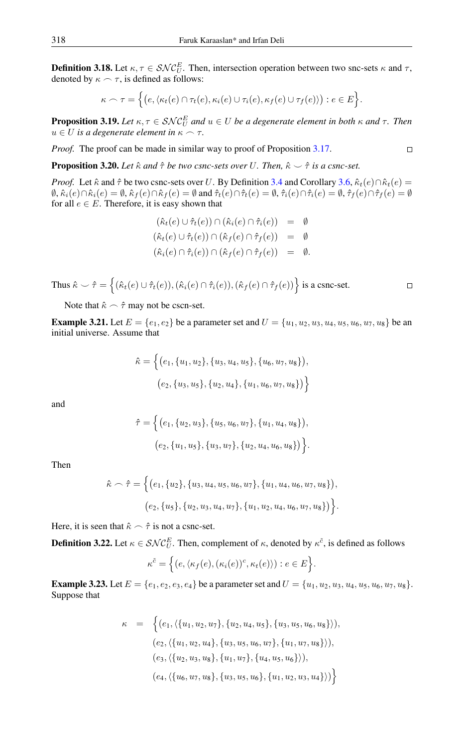**Definition 3.18.** Let $\kappa, \tau \in \mathcal{SNC}_U^E$. Then, intersection operation between two snc-sets $\kappa$ and $\tau$, denoted by $\kappa \frown \tau$, is defined as follows:

$$\kappa \frown \tau = \Big\{ \big(e, \langle \kappa_t(e) \cap \tau_t(e), \kappa_i(e) \cup \tau_i(e), \kappa_f(e) \cup \tau_f(e) \rangle \big) : e \in E \Big\}.$$

**Proposition 3.19.** *Let $\kappa, \tau \in \mathcal{SNC}_U^E$ and $u \in U$ be a degenerate element in both $\kappa$ and $\tau$. Then $u \in U$ is a degenerate element in $\kappa \frown \tau$.*

*Proof.* The proof can be made in similar way to proof of Proposition 3.17. □

**Proposition 3.20.** *Let $\hat{\kappa}$ and $\hat{\tau}$ be two csnc-sets over $U$. Then, $\hat{\kappa} \smile \hat{\tau}$ is a csnc-set.*

*Proof.* Let $\hat{\kappa}$ and $\hat{\tau}$ be two csnc-sets over $U$. By Definition 3.4 and Corollary 3.6, $\hat{\kappa}_t(e) \cap \hat{\kappa}_t(e) = \emptyset$, $\hat{\kappa}_i(e) \cap \hat{\kappa}_i(e) = \emptyset$, $\hat{\kappa}_f(e) \cap \hat{\kappa}_f(e) = \emptyset$ and $\hat{\tau}_t(e) \cap \hat{\tau}_t(e) = \emptyset$, $\hat{\tau}_i(e) \cap \hat{\tau}_i(e) = \emptyset$, $\hat{\tau}_f(e) \cap \hat{\tau}_f(e) = \emptyset$ for all $e \in E$. Therefore, it is easy shown that

$$\begin{aligned}
(\hat{\kappa}_t(e) \cup \hat{\tau}_t(e)) \cap (\hat{\kappa}_i(e) \cap \hat{\tau}_i(e)) &= \emptyset \\
(\hat{\kappa}_t(e) \cup \hat{\tau}_t(e)) \cap (\hat{\kappa}_f(e) \cap \hat{\tau}_f(e)) &= \emptyset \\
(\hat{\kappa}_i(e) \cap \hat{\tau}_i(e)) \cap (\hat{\kappa}_f(e) \cap \hat{\tau}_f(e)) &= \emptyset.
\end{aligned}$$

Thus $\hat{\kappa} \smile \hat{\tau} = \Big\{ (\hat{\kappa}_t(e) \cup \hat{\tau}_t(e)), (\hat{\kappa}_i(e) \cap \hat{\tau}_i(e)), (\hat{\kappa}_f(e) \cap \hat{\tau}_f(e)) \Big\}$ is a csnc-set. □

Note that $\hat{\kappa} \frown \hat{\tau}$ may not be cscn-set.

**Example 3.21.** Let $E = \{e_1, e_2\}$ be a parameter set and $U = \{u_1, u_2, u_3, u_4, u_5, u_6, u_7, u_8\}$ be an initial universe. Assume that

$$\hat{\kappa} = \Big\{ \big(e_1, \{u_1, u_2\}, \{u_3, u_4, u_5\}, \{u_6, u_7, u_8\}\big), \big(e_2, \{u_3, u_5\}, \{u_2, u_4\}, \{u_1, u_6, u_7, u_8\}\big) \Big\}$$

and

$$\hat{\tau} = \Big\{ \big(e_1, \{u_2, u_3\}, \{u_5, u_6, u_7\}, \{u_1, u_4, u_8\}\big), \big(e_2, \{u_1, u_5\}, \{u_3, u_7\}, \{u_2, u_4, u_6, u_8\}\big) \Big\}.$$

Then

$$\hat{\kappa} \frown \hat{\tau} = \Big\{ \big(e_1, \{u_2\}, \{u_3, u_4, u_5, u_6, u_7\}, \{u_1, u_4, u_6, u_7, u_8\}\big), \big(e_2, \{u_5\}, \{u_2, u_3, u_4, u_7\}, \{u_1, u_2, u_4, u_6, u_7, u_8\}\big) \Big\}.$$

Here, it is seen that $\hat{\kappa} \frown \hat{\tau}$ is not a csnc-set.

**Definition 3.22.** Let $\kappa \in \mathcal{SNC}_U^E$. Then, complement of $\kappa$, denoted by $\kappa^{\tilde{c}}$, is defined as follows

$$\kappa^{\tilde{c}} = \Big\{ \big(e, \langle \kappa_f(e), (\kappa_i(e))^c, \kappa_t(e) \rangle \big) : e \in E \Big\}.$$

**Example 3.23.** Let $E = \{e_1, e_2, e_3, e_4\}$ be a parameter set and $U = \{u_1, u_2, u_3, u_4, u_5, u_6, u_7, u_8\}$. Suppose that

$$\begin{aligned}
\kappa = \Big\{ &(e_1, \langle \{u_1, u_2, u_7\}, \{u_2, u_4, u_5\}, \{u_3, u_5, u_6, u_8\} \rangle), \\
&(e_2, \langle \{u_1, u_2, u_4\}, \{u_3, u_5, u_6, u_7\}, \{u_1, u_7, u_8\} \rangle), \\
&(e_3, \langle \{u_2, u_3, u_8\}, \{u_1, u_7\}, \{u_4, u_5, u_6\} \rangle), \\
&(e_4, \langle \{u_6, u_7, u_8\}, \{u_3, u_5, u_6\}, \{u_1, u_2, u_3, u_4\} \rangle) \Big\}
\end{aligned}$$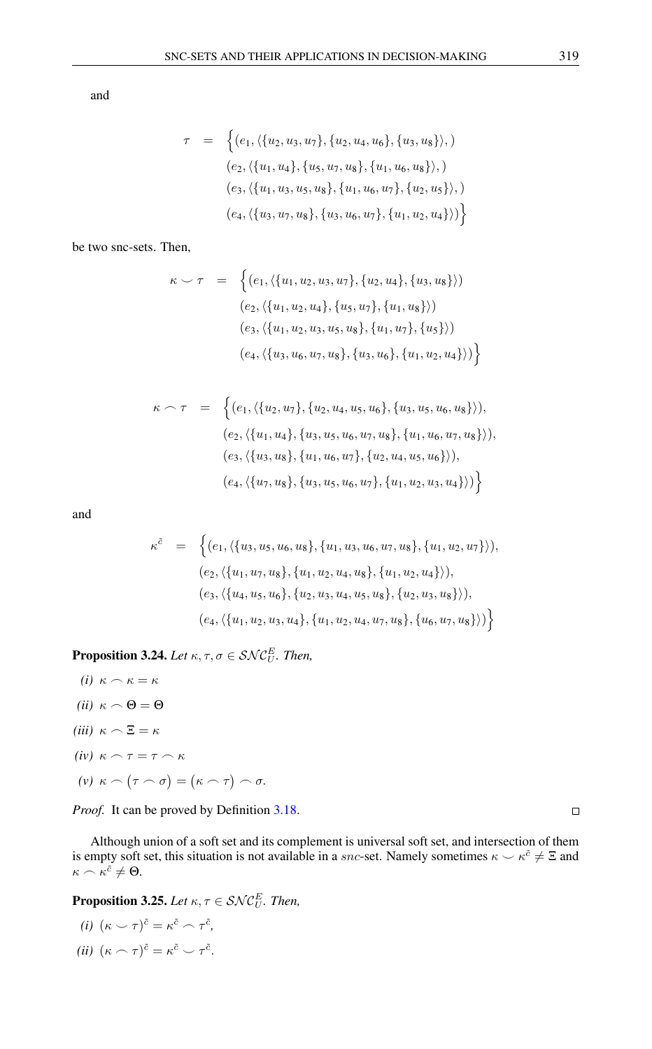and

$$
\begin{aligned}
\tau \;=\; \Big\{ & (e_1, \langle \{u_2, u_3, u_7\}, \{u_2, u_4, u_6\}, \{u_3, u_8\} \rangle, ) \\
& (e_2, \langle \{u_1, u_4\}, \{u_5, u_7, u_8\}, \{u_1, u_6, u_8\} \rangle, ) \\
& (e_3, \langle \{u_1, u_3, u_5, u_8\}, \{u_1, u_6, u_7\}, \{u_2, u_5\} \rangle, ) \\
& (e_4, \langle \{u_3, u_7, u_8\}, \{u_3, u_6, u_7\}, \{u_1, u_2, u_4\} \rangle) \Big\}
\end{aligned}
$$

be two snc-sets. Then,

$$
\begin{aligned}
\kappa \smile \tau \;=\; \Big\{ & (e_1, \langle \{u_1, u_2, u_3, u_7\}, \{u_2, u_4\}, \{u_3, u_8\} \rangle) \\
& (e_2, \langle \{u_1, u_2, u_4\}, \{u_5, u_7\}, \{u_1, u_8\} \rangle) \\
& (e_3, \langle \{u_1, u_2, u_3, u_5, u_8\}, \{u_1, u_7\}, \{u_5\} \rangle) \\
& (e_4, \langle \{u_3, u_6, u_7, u_8\}, \{u_3, u_6\}, \{u_1, u_2, u_4\} \rangle) \Big\}
\end{aligned}
$$

$$
\begin{aligned}
\kappa \frown \tau \;=\; \Big\{ & (e_1, \langle \{u_2, u_7\}, \{u_2, u_4, u_5, u_6\}, \{u_3, u_5, u_6, u_8\} \rangle), \\
& (e_2, \langle \{u_1, u_4\}, \{u_3, u_5, u_6, u_7, u_8\}, \{u_1, u_6, u_7, u_8\} \rangle), \\
& (e_3, \langle \{u_3, u_8\}, \{u_1, u_6, u_7\}, \{u_2, u_4, u_5, u_6\} \rangle), \\
& (e_4, \langle \{u_7, u_8\}, \{u_3, u_5, u_6, u_7\}, \{u_1, u_2, u_3, u_4\} \rangle) \Big\}
\end{aligned}
$$

and

$$
\begin{aligned}
\kappa^{\tilde{c}} \;=\; \Big\{ & (e_1, \langle \{u_3, u_5, u_6, u_8\}, \{u_1, u_3, u_6, u_7, u_8\}, \{u_1, u_2, u_7\} \rangle), \\
& (e_2, \langle \{u_1, u_7, u_8\}, \{u_1, u_2, u_4, u_8\}, \{u_1, u_2, u_4\} \rangle), \\
& (e_3, \langle \{u_4, u_5, u_6\}, \{u_2, u_3, u_4, u_5, u_8\}, \{u_2, u_3, u_8\} \rangle), \\
& (e_4, \langle \{u_1, u_2, u_3, u_4\}, \{u_1, u_2, u_4, u_7, u_8\}, \{u_6, u_7, u_8\} \rangle) \Big\}
\end{aligned}
$$

**Proposition 3.24.** *Let $\kappa, \tau, \sigma \in \mathcal{SNC}_U^E$. Then,*

*(i)* $\kappa \frown \kappa = \kappa$

*(ii)* $\kappa \frown \Theta = \Theta$

*(iii)* $\kappa \frown \Xi = \kappa$

*(iv)* $\kappa \frown \tau = \tau \frown \kappa$

*(v)* $\kappa \frown (\tau \frown \sigma) = (\kappa \frown \tau) \frown \sigma$.

*Proof.* It can be proved by Definition 3.18. □

Although union of a soft set and its complement is universal soft set, and intersection of them is empty soft set, this situation is not available in a $snc$-set. Namely sometimes $\kappa \smile \kappa^{\tilde{c}} \neq \Xi$ and $\kappa \frown \kappa^{\tilde{c}} \neq \Theta$.

**Proposition 3.25.** *Let $\kappa, \tau \in \mathcal{SNC}_U^E$. Then,*

*(i)* $(\kappa \smile \tau)^{\tilde{c}} = \kappa^{\tilde{c}} \frown \tau^{\tilde{c}}$,

*(ii)* $(\kappa \frown \tau)^{\tilde{c}} = \kappa^{\tilde{c}} \smile \tau^{\tilde{c}}$.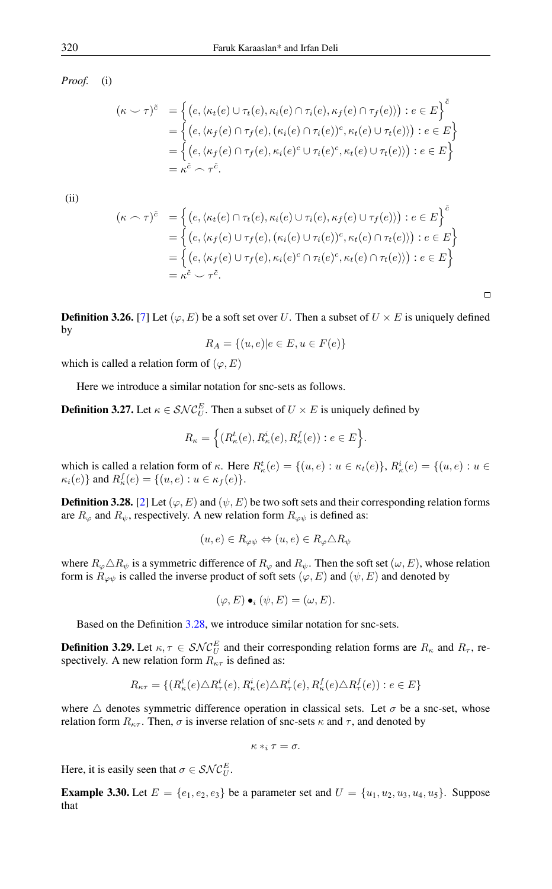*Proof.* (i)

$$
\begin{aligned}
(\kappa \smile \tau)^{\tilde{c}} &= \Big\{ \big(e, \langle \kappa_t(e) \cup \tau_t(e), \kappa_i(e) \cap \tau_i(e), \kappa_f(e) \cap \tau_f(e) \rangle \big) : e \in E \Big\}^{\tilde{c}} \\
&= \Big\{ \big(e, \langle \kappa_f(e) \cap \tau_f(e), (\kappa_i(e) \cap \tau_i(e))^c, \kappa_t(e) \cup \tau_t(e) \rangle \big) : e \in E \Big\} \\
&= \Big\{ \big(e, \langle \kappa_f(e) \cap \tau_f(e), \kappa_i(e)^c \cup \tau_i(e)^c, \kappa_t(e) \cup \tau_t(e) \rangle \big) : e \in E \Big\} \\
&= \kappa^{\tilde{c}} \frown \tau^{\tilde{c}}.
\end{aligned}
$$

(ii)

$$
\begin{aligned}
(\kappa \frown \tau)^{\tilde{c}} &= \Big\{ \big(e, \langle \kappa_t(e) \cap \tau_t(e), \kappa_i(e) \cup \tau_i(e), \kappa_f(e) \cup \tau_f(e) \rangle \big) : e \in E \Big\}^{\tilde{c}} \\
&= \Big\{ \big(e, \langle \kappa_f(e) \cup \tau_f(e), (\kappa_i(e) \cup \tau_i(e))^c, \kappa_t(e) \cap \tau_t(e) \rangle \big) : e \in E \Big\} \\
&= \Big\{ \big(e, \langle \kappa_f(e) \cup \tau_f(e), \kappa_i(e)^c \cap \tau_i(e)^c, \kappa_t(e) \cap \tau_t(e) \rangle \big) : e \in E \Big\} \\
&= \kappa^{\tilde{c}} \smile \tau^{\tilde{c}}.
\end{aligned}
$$

□

**Definition 3.26.** [7] Let $(\varphi, E)$ be a soft set over $U$. Then a subset of $U \times E$ is uniquely defined by

$$R_A = \{(u, e) | e \in E, u \in F(e)\}$$

which is called a relation form of $(\varphi, E)$

Here we introduce a similar notation for snc-sets as follows.

**Definition 3.27.** Let $\kappa \in \mathcal{SNC}_U^E$. Then a subset of $U \times E$ is uniquely defined by

$$R_\kappa = \Big\{ (R_\kappa^t(e), R_\kappa^i(e), R_\kappa^f(e)) : e \in E \Big\}.$$

which is called a relation form of $\kappa$. Here $R_\kappa^t(e) = \{(u, e) : u \in \kappa_t(e)\}$, $R_\kappa^i(e) = \{(u, e) : u \in \kappa_i(e)\}$ and $R_\kappa^f(e) = \{(u, e) : u \in \kappa_f(e)\}$.

**Definition 3.28.** [2] Let $(\varphi, E)$ and $(\psi, E)$ be two soft sets and their corresponding relation forms are $R_\varphi$ and $R_\psi$, respectively. A new relation form $R_{\varphi\psi}$ is defined as:

$$(u, e) \in R_{\varphi\psi} \Leftrightarrow (u, e) \in R_\varphi \triangle R_\psi$$

where $R_\varphi \triangle R_\psi$ is a symmetric difference of $R_\varphi$ and $R_\psi$. Then the soft set $(\omega, E)$, whose relation form is $R_{\varphi\psi}$ is called the inverse product of soft sets $(\varphi, E)$ and $(\psi, E)$ and denoted by

$$(\varphi, E) \bullet_i (\psi, E) = (\omega, E).$$

Based on the Definition 3.28, we introduce similar notation for snc-sets.

**Definition 3.29.** Let $\kappa, \tau \in \mathcal{SNC}_U^E$ and their corresponding relation forms are $R_\kappa$ and $R_\tau$, respectively. A new relation form $R_{\kappa\tau}$ is defined as:

$$R_{\kappa\tau} = \{(R_\kappa^t(e) \triangle R_\tau^t(e), R_\kappa^i(e) \triangle R_\tau^i(e), R_\kappa^f(e) \triangle R_\tau^f(e)) : e \in E\}$$

where $\triangle$ denotes symmetric difference operation in classical sets. Let $\sigma$ be a snc-set, whose relation form $R_{\kappa\tau}$. Then, $\sigma$ is inverse relation of snc-sets $\kappa$ and $\tau$, and denoted by

$$\kappa *_i \tau = \sigma.$$

Here, it is easily seen that $\sigma \in \mathcal{SNC}_U^E$.

**Example 3.30.** Let $E = \{e_1, e_2, e_3\}$ be a parameter set and $U = \{u_1, u_2, u_3, u_4, u_5\}$. Suppose that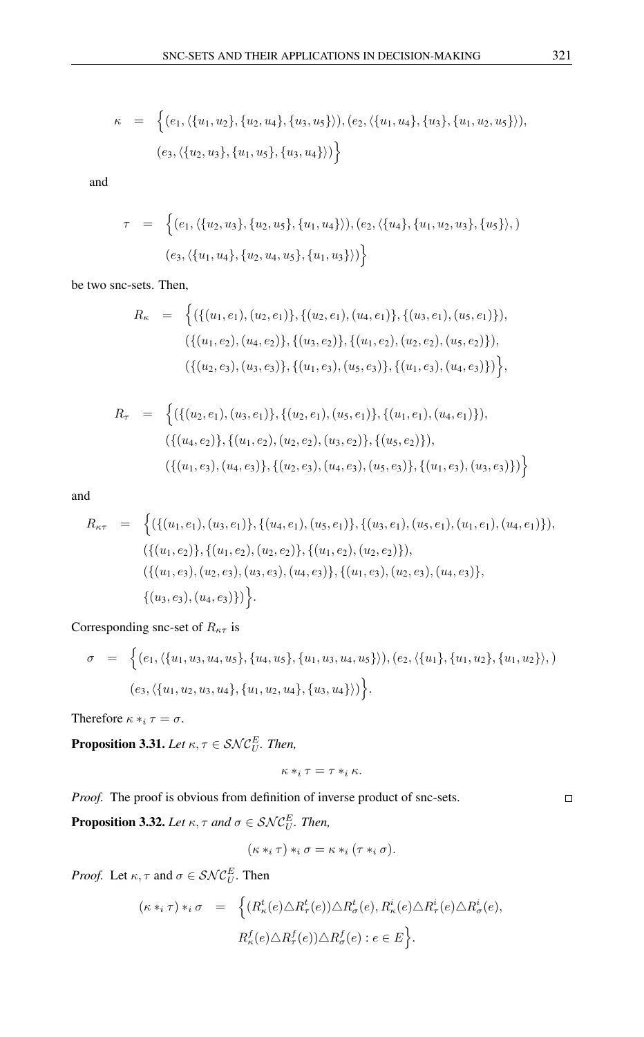$$
\begin{aligned}
\kappa \;=\; & \Big\{(e_1, \langle\{u_1, u_2\}, \{u_2, u_4\}, \{u_3, u_5\}\rangle), (e_2, \langle\{u_1, u_4\}, \{u_3\}, \{u_1, u_2, u_5\}\rangle), \\
& (e_3, \langle\{u_2, u_3\}, \{u_1, u_5\}, \{u_3, u_4\}\rangle)\Big\}
\end{aligned}
$$

and

$$
\begin{aligned}
\tau \;=\; & \Big\{(e_1, \langle\{u_2, u_3\}, \{u_2, u_5\}, \{u_1, u_4\}\rangle), (e_2, \langle\{u_4\}, \{u_1, u_2, u_3\}, \{u_5\}\rangle, ) \\
& (e_3, \langle\{u_1, u_4\}, \{u_2, u_4, u_5\}, \{u_1, u_3\}\rangle)\Big\}
\end{aligned}
$$

be two snc-sets. Then,

$$
\begin{aligned}
R_\kappa \;=\; & \Big\{(\{(u_1, e_1), (u_2, e_1)\}, \{(u_2, e_1), (u_4, e_1)\}, \{(u_3, e_1), (u_5, e_1)\}), \\
& (\{(u_1, e_2), (u_4, e_2)\}, \{(u_3, e_2)\}, \{(u_1, e_2), (u_2, e_2), (u_5, e_2)\}), \\
& (\{(u_2, e_3), (u_3, e_3)\}, \{(u_1, e_3), (u_5, e_3)\}, \{(u_1, e_3), (u_4, e_3)\})\Big\},
\end{aligned}
$$

$$
\begin{aligned}
R_\tau \;=\; & \Big\{(\{(u_2, e_1), (u_3, e_1)\}, \{(u_2, e_1), (u_5, e_1)\}, \{(u_1, e_1), (u_4, e_1)\}), \\
& (\{(u_4, e_2)\}, \{(u_1, e_2), (u_2, e_2), (u_3, e_2)\}, \{(u_5, e_2)\}), \\
& (\{(u_1, e_3), (u_4, e_3)\}, \{(u_2, e_3), (u_4, e_3), (u_5, e_3)\}, \{(u_1, e_3), (u_3, e_3)\})\Big\}
\end{aligned}
$$

and

$$
\begin{aligned}
R_{\kappa\tau} \;=\; & \Big\{(\{(u_1, e_1), (u_3, e_1)\}, \{(u_4, e_1), (u_5, e_1)\}, \{(u_3, e_1), (u_5, e_1), (u_1, e_1), (u_4, e_1)\}), \\
& (\{(u_1, e_2)\}, \{(u_1, e_2), (u_2, e_2)\}, \{(u_1, e_2), (u_2, e_2)\}), \\
& (\{(u_1, e_3), (u_2, e_3), (u_3, e_3), (u_4, e_3)\}, \{(u_1, e_3), (u_2, e_3), (u_4, e_3)\}, \\
& \{(u_3, e_3), (u_4, e_3)\})\Big\}.
\end{aligned}
$$

Corresponding snc-set of $R_{\kappa\tau}$ is

$$
\begin{aligned}
\sigma \;=\; & \Big\{(e_1, \langle\{u_1, u_3, u_4, u_5\}, \{u_4, u_5\}, \{u_1, u_3, u_4, u_5\}\rangle), (e_2, \langle\{u_1\}, \{u_1, u_2\}, \{u_1, u_2\}\rangle, ) \\
& (e_3, \langle\{u_1, u_2, u_3, u_4\}, \{u_1, u_2, u_4\}, \{u_3, u_4\}\rangle)\Big\}.
\end{aligned}
$$

Therefore $\kappa *_i \tau = \sigma$.

**Proposition 3.31.** *Let $\kappa, \tau \in \mathcal{SNC}_U^E$. Then,*

$$\kappa *_i \tau = \tau *_i \kappa.$$

*Proof.* The proof is obvious from definition of inverse product of snc-sets. □

**Proposition 3.32.** *Let $\kappa, \tau$ and $\sigma \in \mathcal{SNC}_U^E$. Then,*

$$(\kappa *_i \tau) *_i \sigma = \kappa *_i (\tau *_i \sigma).$$

*Proof.* Let $\kappa, \tau$ and $\sigma \in \mathcal{SNC}_U^E$. Then

$$
\begin{aligned}
(\kappa *_i \tau) *_i \sigma \;=\; & \Big\{(R_\kappa^t(e) \triangle R_\tau^t(e)) \triangle R_\sigma^t(e), R_\kappa^i(e) \triangle R_\tau^i(e) \triangle R_\sigma^i(e), \\
& R_\kappa^f(e) \triangle R_\tau^f(e)) \triangle R_\sigma^f(e) : e \in E\Big\}.
\end{aligned}
$$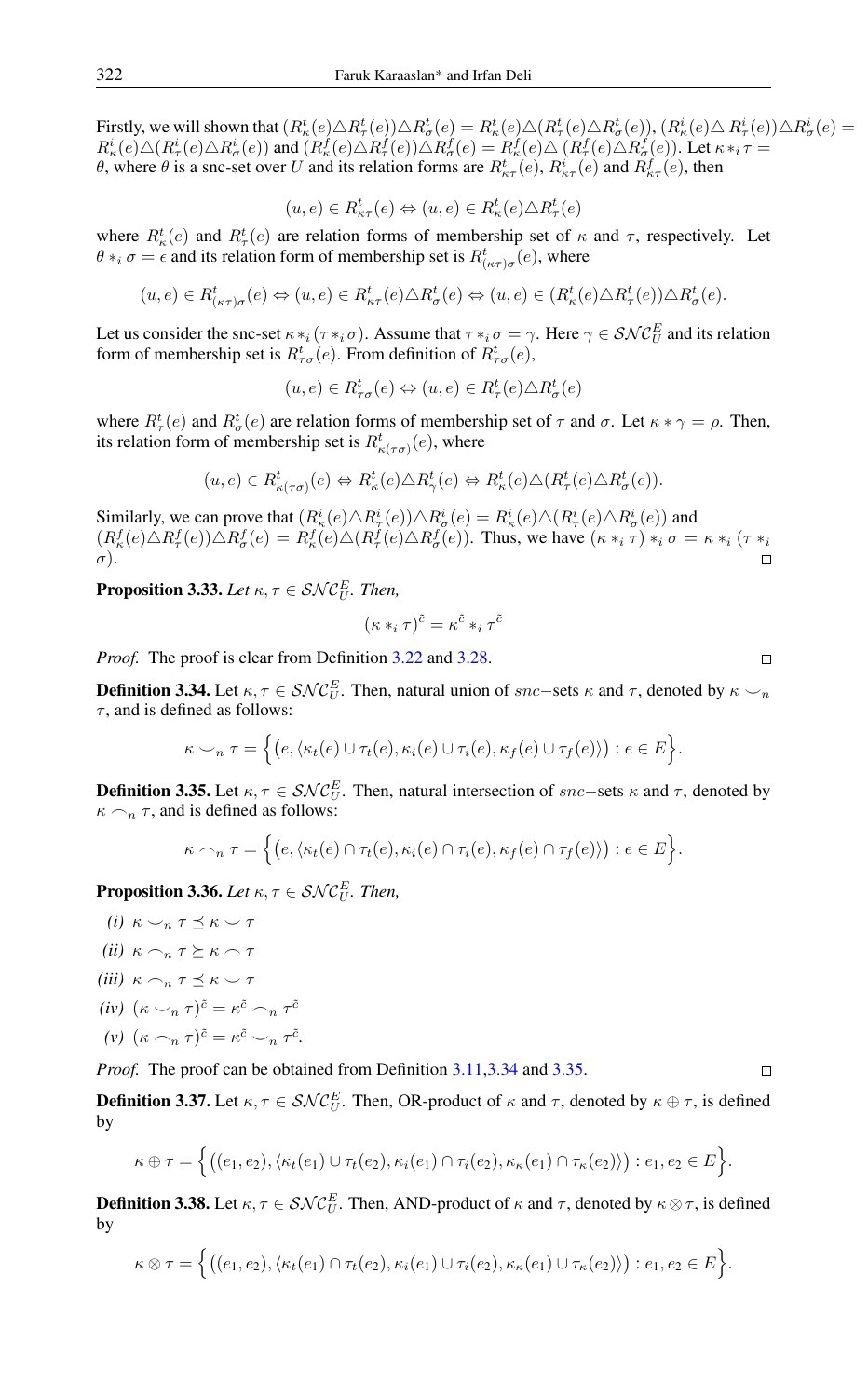Firstly, we will shown that $(R^t_\kappa(e)\triangle R^t_\tau(e))\triangle R^t_\sigma(e) = R^t_\kappa(e)\triangle(R^t_\tau(e)\triangle R^t_\sigma(e))$, $(R^i_\kappa(e)\triangle R^i_\tau(e))\triangle R^i_\sigma(e) = R^i_\kappa(e)\triangle(R^i_\tau(e)\triangle R^i_\sigma(e))$ and $(R^f_\kappa(e)\triangle R^f_\tau(e))\triangle R^f_\sigma(e) = R^f_\kappa(e)\triangle(R^f_\tau(e)\triangle R^f_\sigma(e))$. Let $\kappa *_i \tau = \theta$, where $\theta$ is a snc-set over $U$ and its relation forms are $R^t_{\kappa\tau}(e)$, $R^i_{\kappa\tau}(e)$ and $R^f_{\kappa\tau}(e)$, then

$$(u,e) \in R^t_{\kappa\tau}(e) \Leftrightarrow (u,e) \in R^t_\kappa(e)\triangle R^t_\tau(e)$$

where $R^t_\kappa(e)$ and $R^t_\tau(e)$ are relation forms of membership set of $\kappa$ and $\tau$, respectively. Let $\theta *_i \sigma = \epsilon$ and its relation form of membership set is $R^t_{(\kappa\tau)\sigma}(e)$, where

$$(u,e) \in R^t_{(\kappa\tau)\sigma}(e) \Leftrightarrow (u,e) \in R^t_{\kappa\tau}(e)\triangle R^t_\sigma(e) \Leftrightarrow (u,e) \in (R^t_\kappa(e)\triangle R^t_\tau(e))\triangle R^t_\sigma(e).$$

Let us consider the snc-set $\kappa *_i (\tau *_i \sigma)$. Assume that $\tau *_i \sigma = \gamma$. Here $\gamma \in \mathcal{SNC}^E_U$ and its relation form of membership set is $R^t_{\tau\sigma}(e)$. From definition of $R^t_{\tau\sigma}(e)$,

$$(u,e) \in R^t_{\tau\sigma}(e) \Leftrightarrow (u,e) \in R^t_\tau(e)\triangle R^t_\sigma(e)$$

where $R^t_\tau(e)$ and $R^t_\sigma(e)$ are relation forms of membership set of $\tau$ and $\sigma$. Let $\kappa * \gamma = \rho$. Then, its relation form of membership set is $R^t_{\kappa(\tau\sigma)}(e)$, where

$$(u,e) \in R^t_{\kappa(\tau\sigma)}(e) \Leftrightarrow R^t_\kappa(e)\triangle R^t_\gamma(e) \Leftrightarrow R^t_\kappa(e)\triangle(R^t_\tau(e)\triangle R^t_\sigma(e)).$$

Similarly, we can prove that $(R^i_\kappa(e)\triangle R^i_\tau(e))\triangle R^i_\sigma(e) = R^i_\kappa(e)\triangle(R^i_\tau(e)\triangle R^i_\sigma(e))$ and $(R^f_\kappa(e)\triangle R^f_\tau(e))\triangle R^f_\sigma(e) = R^f_\kappa(e)\triangle(R^f_\tau(e)\triangle R^f_\sigma(e))$. Thus, we have $(\kappa *_i \tau) *_i \sigma = \kappa *_i (\tau *_i \sigma)$. □

**Proposition 3.33.** *Let $\kappa, \tau \in \mathcal{SNC}^E_U$. Then,*

$$(\kappa *_i \tau)^{\tilde{c}} = \kappa^{\tilde{c}} *_i \tau^{\tilde{c}}$$

*Proof.* The proof is clear from Definition 3.22 and 3.28. □

**Definition 3.34.** Let $\kappa, \tau \in \mathcal{SNC}^E_U$. Then, natural union of $snc-$sets $\kappa$ and $\tau$, denoted by $\kappa \smallsmile_n \tau$, and is defined as follows:

$$\kappa \smallsmile_n \tau = \Big\{\big(e, \langle \kappa_t(e) \cup \tau_t(e), \kappa_i(e) \cup \tau_i(e), \kappa_f(e) \cup \tau_f(e)\rangle\big) : e \in E\Big\}.$$

**Definition 3.35.** Let $\kappa, \tau \in \mathcal{SNC}^E_U$. Then, natural intersection of $snc-$sets $\kappa$ and $\tau$, denoted by $\kappa \smallfrown_n \tau$, and is defined as follows:

$$\kappa \smallfrown_n \tau = \Big\{\big(e, \langle \kappa_t(e) \cap \tau_t(e), \kappa_i(e) \cap \tau_i(e), \kappa_f(e) \cap \tau_f(e)\rangle\big) : e \in E\Big\}.$$

**Proposition 3.36.** *Let $\kappa, \tau \in \mathcal{SNC}^E_U$. Then,*

*(i)* $\kappa \smallsmile_n \tau \preceq \kappa \smallsmile \tau$

*(ii)* $\kappa \smallfrown_n \tau \succeq \kappa \smallfrown \tau$

*(iii)* $\kappa \smallfrown_n \tau \preceq \kappa \smallsmile \tau$

*(iv)* $(\kappa \smallsmile_n \tau)^{\tilde{c}} = \kappa^{\tilde{c}} \smallfrown_n \tau^{\tilde{c}}$

*(v)* $(\kappa \smallfrown_n \tau)^{\tilde{c}} = \kappa^{\tilde{c}} \smallsmile_n \tau^{\tilde{c}}$.

*Proof.* The proof can be obtained from Definition 3.11,3.34 and 3.35. □

**Definition 3.37.** Let $\kappa, \tau \in \mathcal{SNC}^E_U$. Then, OR-product of $\kappa$ and $\tau$, denoted by $\kappa \oplus \tau$, is defined by

$$\kappa \oplus \tau = \Big\{\big((e_1,e_2), \langle \kappa_t(e_1) \cup \tau_t(e_2), \kappa_i(e_1) \cap \tau_i(e_2), \kappa_\kappa(e_1) \cap \tau_\kappa(e_2)\rangle\big) : e_1, e_2 \in E\Big\}.$$

**Definition 3.38.** Let $\kappa, \tau \in \mathcal{SNC}^E_U$. Then, AND-product of $\kappa$ and $\tau$, denoted by $\kappa \otimes \tau$, is defined by

$$\kappa \otimes \tau = \Big\{\big((e_1,e_2), \langle \kappa_t(e_1) \cap \tau_t(e_2), \kappa_i(e_1) \cup \tau_i(e_2), \kappa_\kappa(e_1) \cup \tau_\kappa(e_2)\rangle\big) : e_1, e_2 \in E\Big\}.$$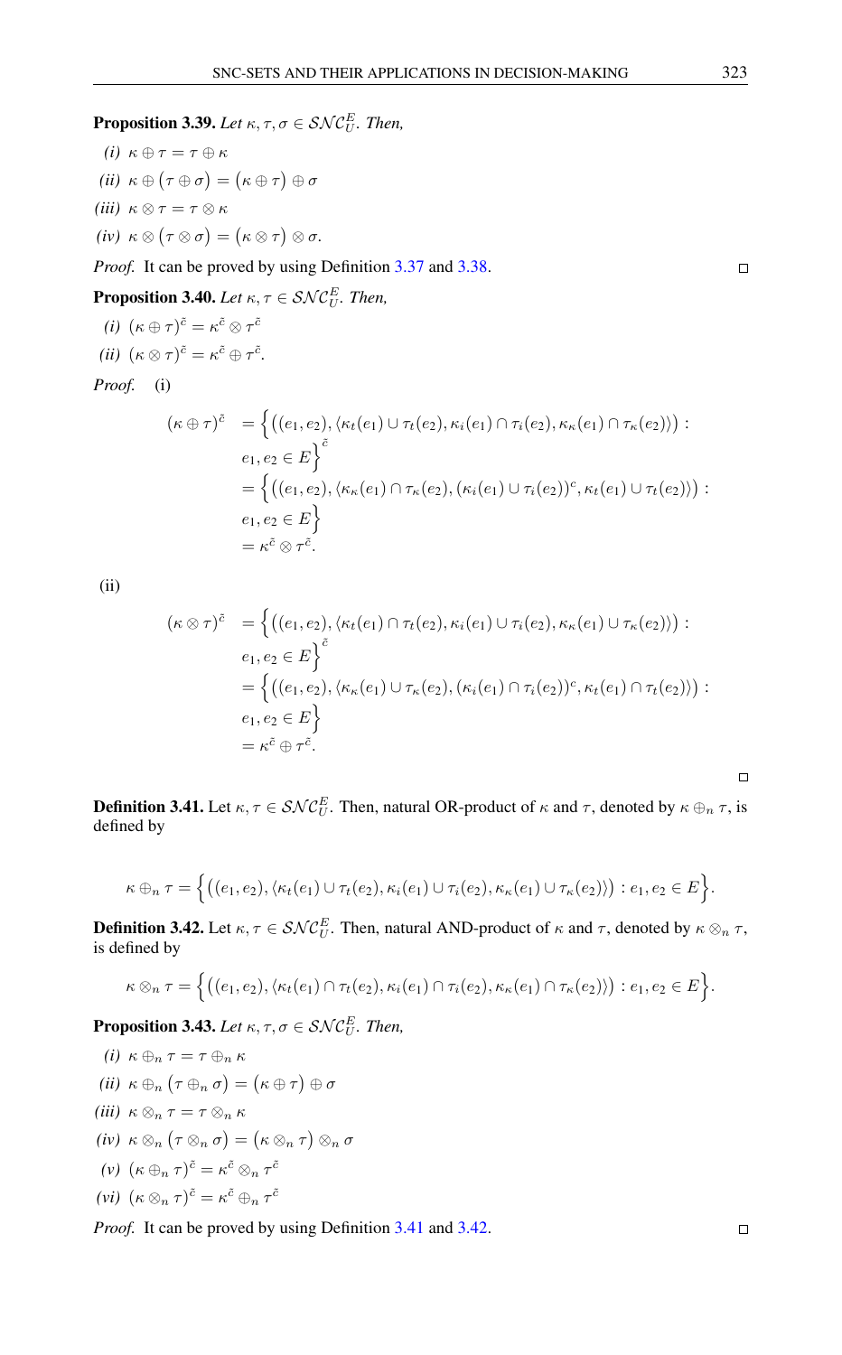**Proposition 3.39.** *Let $\kappa, \tau, \sigma \in \mathcal{SNC}_U^E$. Then,*

*(i)* $\kappa \oplus \tau = \tau \oplus \kappa$

*(ii)* $\kappa \oplus \big(\tau \oplus \sigma\big) = \big(\kappa \oplus \tau\big) \oplus \sigma$

*(iii)* $\kappa \otimes \tau = \tau \otimes \kappa$

*(iv)* $\kappa \otimes \big(\tau \otimes \sigma\big) = \big(\kappa \otimes \tau\big) \otimes \sigma.$

*Proof.* It can be proved by using Definition 3.37 and 3.38. □

**Proposition 3.40.** *Let $\kappa, \tau \in \mathcal{SNC}_U^E$. Then,*

*(i)* $\big(\kappa \oplus \tau\big)^{\tilde{c}} = \kappa^{\tilde{c}} \otimes \tau^{\tilde{c}}$

*(ii)* $\big(\kappa \otimes \tau\big)^{\tilde{c}} = \kappa^{\tilde{c}} \oplus \tau^{\tilde{c}}.$

*Proof.* (i)

$$
\begin{aligned}
\big(\kappa \oplus \tau\big)^{\tilde{c}} &= \Big\{\big((e_1, e_2), \langle \kappa_t(e_1) \cup \tau_t(e_2), \kappa_i(e_1) \cap \tau_i(e_2), \kappa_\kappa(e_1) \cap \tau_\kappa(e_2)\rangle\big) : \\
&\quad e_1, e_2 \in E\Big\}^{\tilde{c}} \\
&= \Big\{\big((e_1, e_2), \langle \kappa_\kappa(e_1) \cap \tau_\kappa(e_2), (\kappa_i(e_1) \cup \tau_i(e_2))^c, \kappa_t(e_1) \cup \tau_t(e_2)\rangle\big) : \\
&\quad e_1, e_2 \in E\Big\} \\
&= \kappa^{\tilde{c}} \otimes \tau^{\tilde{c}}.
\end{aligned}
$$

(ii)

$$
\begin{aligned}
\big(\kappa \otimes \tau\big)^{\tilde{c}} &= \Big\{\big((e_1, e_2), \langle \kappa_t(e_1) \cap \tau_t(e_2), \kappa_i(e_1) \cup \tau_i(e_2), \kappa_\kappa(e_1) \cup \tau_\kappa(e_2)\rangle\big) : \\
&\quad e_1, e_2 \in E\Big\}^{\tilde{c}} \\
&= \Big\{\big((e_1, e_2), \langle \kappa_\kappa(e_1) \cup \tau_\kappa(e_2), (\kappa_i(e_1) \cap \tau_i(e_2))^c, \kappa_t(e_1) \cap \tau_t(e_2)\rangle\big) : \\
&\quad e_1, e_2 \in E\Big\} \\
&= \kappa^{\tilde{c}} \oplus \tau^{\tilde{c}}.
\end{aligned}
$$

□

**Definition 3.41.** Let $\kappa, \tau \in \mathcal{SNC}_U^E$. Then, natural OR-product of $\kappa$ and $\tau$, denoted by $\kappa \oplus_n \tau$, is defined by

$$
\kappa \oplus_n \tau = \Big\{\big((e_1, e_2), \langle \kappa_t(e_1) \cup \tau_t(e_2), \kappa_i(e_1) \cup \tau_i(e_2), \kappa_\kappa(e_1) \cup \tau_\kappa(e_2)\rangle\big) : e_1, e_2 \in E\Big\}.
$$

**Definition 3.42.** Let $\kappa, \tau \in \mathcal{SNC}_U^E$. Then, natural AND-product of $\kappa$ and $\tau$, denoted by $\kappa \otimes_n \tau$, is defined by

$$
\kappa \otimes_n \tau = \Big\{\big((e_1, e_2), \langle \kappa_t(e_1) \cap \tau_t(e_2), \kappa_i(e_1) \cap \tau_i(e_2), \kappa_\kappa(e_1) \cap \tau_\kappa(e_2)\rangle\big) : e_1, e_2 \in E\Big\}.
$$

**Proposition 3.43.** *Let $\kappa, \tau, \sigma \in \mathcal{SNC}_U^E$. Then,*

*(i)* $\kappa \oplus_n \tau = \tau \oplus_n \kappa$

*(ii)* $\kappa \oplus_n \big(\tau \oplus_n \sigma\big) = \big(\kappa \oplus \tau\big) \oplus \sigma$

*(iii)* $\kappa \otimes_n \tau = \tau \otimes_n \kappa$

*(iv)* $\kappa \otimes_n \big(\tau \otimes_n \sigma\big) = \big(\kappa \otimes_n \tau\big) \otimes_n \sigma$

*(v)* $\big(\kappa \oplus_n \tau\big)^{\tilde{c}} = \kappa^{\tilde{c}} \otimes_n \tau^{\tilde{c}}$

*(vi)* $\big(\kappa \otimes_n \tau\big)^{\tilde{c}} = \kappa^{\tilde{c}} \oplus_n \tau^{\tilde{c}}$

*Proof.* It can be proved by using Definition 3.41 and 3.42. □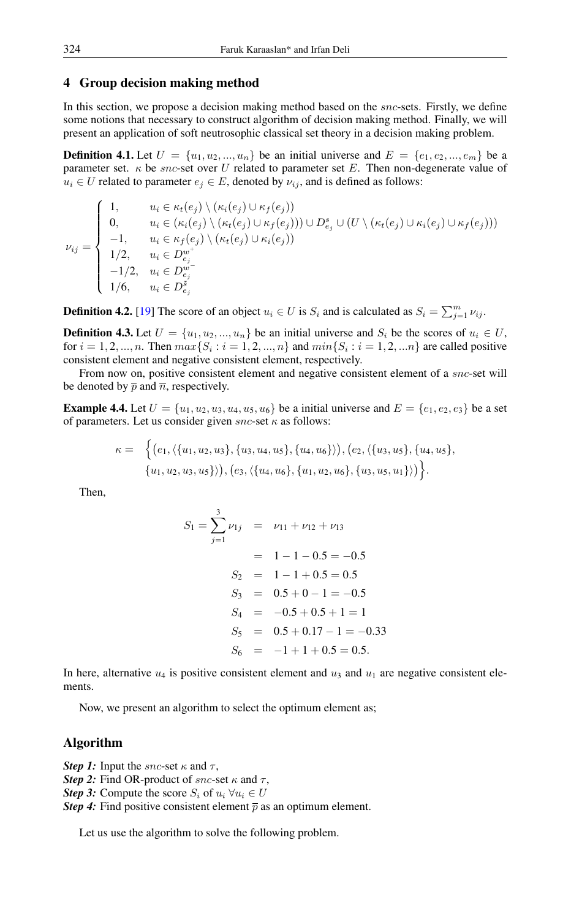## 4 Group decision making method

In this section, we propose a decision making method based on the $snc$-sets. Firstly, we define some notions that necessary to construct algorithm of decision making method. Finally, we will present an application of soft neutrosophic classical set theory in a decision making problem.

**Definition 4.1.** Let $U = \{u_1, u_2, ..., u_n\}$ be an initial universe and $E = \{e_1, e_2, ..., e_m\}$ be a parameter set. $\kappa$ be $snc$-set over $U$ related to parameter set $E$. Then non-degenerate value of $u_i \in U$ related to parameter $e_j \in E$, denoted by $\nu_{ij}$, and is defined as follows:

$$
\nu_{ij} = \begin{cases}
1, & u_i \in \kappa_t(e_j) \setminus (\kappa_i(e_j) \cup \kappa_f(e_j)) \\
0, & u_i \in (\kappa_i(e_j) \setminus (\kappa_t(e_j) \cup \kappa_f(e_j))) \cup D^s_{e_j} \cup (U \setminus (\kappa_t(e_j) \cup \kappa_i(e_j) \cup \kappa_f(e_j))) \\
-1, & u_i \in \kappa_f(e_j) \setminus (\kappa_t(e_j) \cup \kappa_i(e_j)) \\
1/2, & u_i \in D^{w^+}_{e_j} \\
-1/2, & u_i \in D^{w^-}_{e_j} \\
1/6, & u_i \in D^{\bar{s}}_{e_j}
\end{cases}
$$

**Definition 4.2.** [19] The score of an object $u_i \in U$ is $S_i$ and is calculated as $S_i = \sum_{j=1}^{m} \nu_{ij}$.

**Definition 4.3.** Let $U = \{u_1, u_2, ..., u_n\}$ be an initial universe and $S_i$ be the scores of $u_i \in U$, for $i = 1, 2, ..., n$. Then $max\{S_i : i = 1, 2, ..., n\}$ and $min\{S_i : i = 1, 2, ...n\}$ are called positive consistent element and negative consistent element, respectively.

From now on, positive consistent element and negative consistent element of a $snc$-set will be denoted by $\overline{p}$ and $\overline{n}$, respectively.

**Example 4.4.** Let $U = \{u_1, u_2, u_3, u_4, u_5, u_6\}$ be a initial universe and $E = \{e_1, e_2, e_3\}$ be a set of parameters. Let us consider given $snc$-set $\kappa$ as follows:

$$
\begin{aligned}
\kappa = \; & \Big\{ \big(e_1, \langle \{u_1, u_2, u_3\}, \{u_3, u_4, u_5\}, \{u_4, u_6\} \rangle \big), \big(e_2, \langle \{u_3, u_5\}, \{u_4, u_5\}, \\
& \{u_1, u_2, u_3, u_5\} \rangle \big), \big(e_3, \langle \{u_4, u_6\}, \{u_1, u_2, u_6\}, \{u_3, u_5, u_1\} \rangle \big) \Big\}.
\end{aligned}
$$

Then,

$$
\begin{aligned}
S_1 = \sum_{j=1}^{3} \nu_{1j} &= \nu_{11} + \nu_{12} + \nu_{13} \\
&= 1 - 1 - 0.5 = -0.5 \\
S_2 &= 1 - 1 + 0.5 = 0.5 \\
S_3 &= 0.5 + 0 - 1 = -0.5 \\
S_4 &= -0.5 + 0.5 + 1 = 1 \\
S_5 &= 0.5 + 0.17 - 1 = -0.33 \\
S_6 &= -1 + 1 + 0.5 = 0.5.
\end{aligned}
$$

In here, alternative $u_4$ is positive consistent element and $u_3$ and $u_1$ are negative consistent elements.

Now, we present an algorithm to select the optimum element as;

### Algorithm

***Step 1:*** Input the $snc$-set $\kappa$ and $\tau$,
***Step 2:*** Find OR-product of $snc$-set $\kappa$ and $\tau$,
***Step 3:*** Compute the score $S_i$ of $u_i$ $\forall u_i \in U$
***Step 4:*** Find positive consistent element $\overline{p}$ as an optimum element.

Let us use the algorithm to solve the following problem.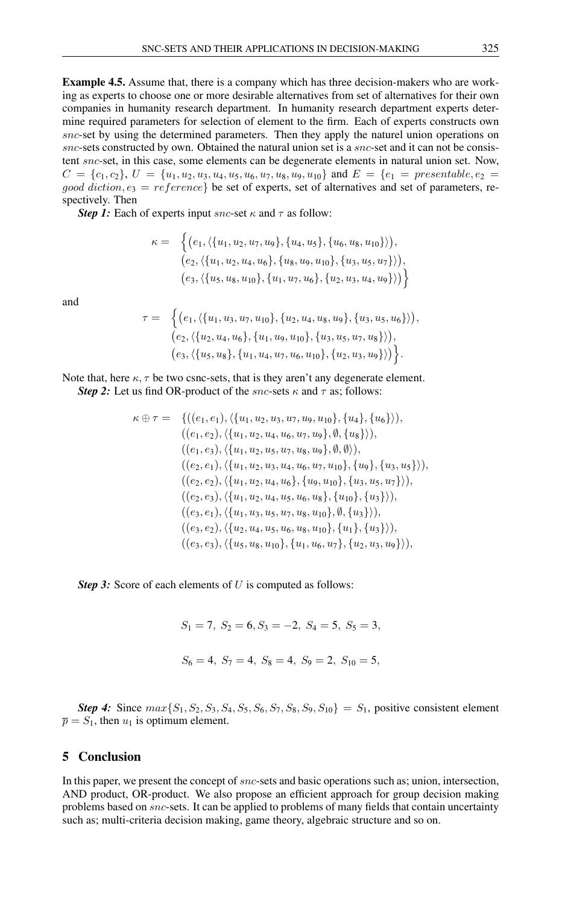**Example 4.5.** Assume that, there is a company which has three decision-makers who are working as experts to choose one or more desirable alternatives from set of alternatives for their own companies in humanity research department. In humanity research department experts determine required parameters for selection of element to the firm. Each of experts constructs own $snc$-set by using the determined parameters. Then they apply the naturel union operations on $snc$-sets constructed by own. Obtained the natural union set is a $snc$-set and it can not be consistent $snc$-set, in this case, some elements can be degenerate elements in natural union set. Now, $C = \{c_1, c_2\}$, $U = \{u_1, u_2, u_3, u_4, u_5, u_6, u_7, u_8, u_9, u_{10}\}$ and $E = \{e_1 = presentable, e_2 = good\ diction, e_3 = reference\}$ be set of experts, set of alternatives and set of parameters, respectively. Then

***Step 1:*** Each of experts input $snc$-set $\kappa$ and $\tau$ as follow:

$$\kappa = \Big\{\big(e_1, \langle\{u_1, u_2, u_7, u_9\}, \{u_4, u_5\}, \{u_6, u_8, u_{10}\}\rangle\big), \big(e_2, \langle\{u_1, u_2, u_4, u_6\}, \{u_8, u_9, u_{10}\}, \{u_3, u_5, u_7\}\rangle\big), \big(e_3, \langle\{u_5, u_8, u_{10}\}, \{u_1, u_7, u_6\}, \{u_2, u_3, u_4, u_9\}\rangle\big)\Big\}$$

and

$$\tau = \Big\{\big(e_1, \langle\{u_1, u_3, u_7, u_{10}\}, \{u_2, u_4, u_8, u_9\}, \{u_3, u_5, u_6\}\rangle\big), \big(e_2, \langle\{u_2, u_4, u_6\}, \{u_1, u_9, u_{10}\}, \{u_3, u_5, u_7, u_8\}\rangle\big), \big(e_3, \langle\{u_5, u_8\}, \{u_1, u_4, u_7, u_6, u_{10}\}, \{u_2, u_3, u_9\}\rangle\big)\Big\}.$$

Note that, here $\kappa, \tau$ be two csnc-sets, that is they aren't any degenerate element.

***Step 2:*** Let us find OR-product of the $snc$-sets $\kappa$ and $\tau$ as; follows:

$$\begin{aligned}
\kappa \oplus \tau = \ & \{((e_1, e_1), \langle\{u_1, u_2, u_3, u_7, u_9, u_{10}\}, \{u_4\}, \{u_6\}\rangle), \\
& ((e_1, e_2), \langle\{u_1, u_2, u_4, u_6, u_7, u_9\}, \emptyset, \{u_8\}\rangle), \\
& ((e_1, e_3), \langle\{u_1, u_2, u_5, u_7, u_8, u_9\}, \emptyset, \emptyset\rangle), \\
& ((e_2, e_1), \langle\{u_1, u_2, u_3, u_4, u_6, u_7, u_{10}\}, \{u_9\}, \{u_3, u_5\}\rangle), \\
& ((e_2, e_2), \langle\{u_1, u_2, u_4, u_6\}, \{u_9, u_{10}\}, \{u_3, u_5, u_7\}\rangle), \\
& ((e_2, e_3), \langle\{u_1, u_2, u_4, u_5, u_6, u_8\}, \{u_{10}\}, \{u_3\}\rangle), \\
& ((e_3, e_1), \langle\{u_1, u_3, u_5, u_7, u_8, u_{10}\}, \emptyset, \{u_3\}\rangle), \\
& ((e_3, e_2), \langle\{u_2, u_4, u_5, u_6, u_8, u_{10}\}, \{u_1\}, \{u_3\}\rangle), \\
& ((e_3, e_3), \langle\{u_5, u_8, u_{10}\}, \{u_1, u_6, u_7\}, \{u_2, u_3, u_9\}\rangle),
\end{aligned}$$

***Step 3:*** Score of each elements of $U$ is computed as follows:

$$S_1 = 7,\ S_2 = 6, S_3 = -2,\ S_4 = 5,\ S_5 = 3,$$

$$S_6 = 4,\ S_7 = 4,\ S_8 = 4,\ S_9 = 2,\ S_{10} = 5,$$

***Step 4:*** Since $max\{S_1, S_2, S_3, S_4, S_5, S_6, S_7, S_8, S_9, S_{10}\} = S_1$, positive consistent element $\overline{p} = S_1$, then $u_1$ is optimum element.

## 5 Conclusion

In this paper, we present the concept of $snc$-sets and basic operations such as; union, intersection, AND product, OR-product. We also propose an efficient approach for group decision making problems based on $snc$-sets. It can be applied to problems of many fields that contain uncertainty such as; multi-criteria decision making, game theory, algebraic structure and so on.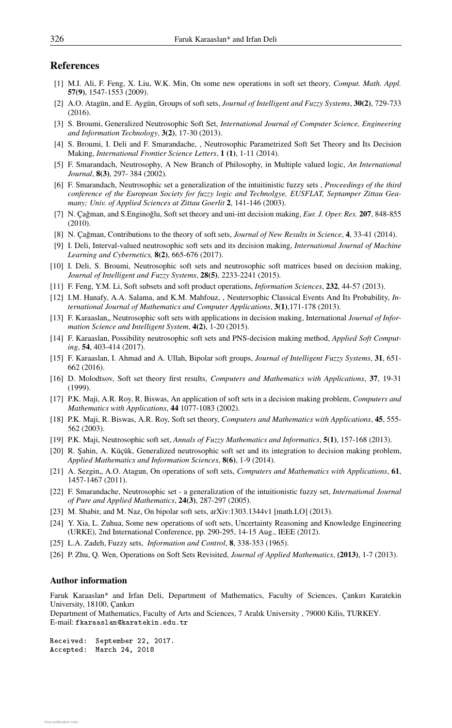## References

[1] M.I. Ali, F. Feng, X. Liu, W.K. Min, On some new operations in soft set theory, *Comput. Math. Appl.* **57(9)**, 1547-1553 (2009).

[2] A.O. Atagün, and E. Aygün, Groups of soft sets, *Journal of Intelligent and Fuzzy Systems*, **30(2)**, 729-733 (2016).

[3] S. Broumi, Generalized Neutrosophic Soft Set, *International Journal of Computer Science, Engineering and Information Technology*, **3(2)**, 17-30 (2013).

[4] S. Broumi, I. Deli and F. Smarandache, , Neutrosophic Parametrized Soft Set Theory and Its Decision Making, *International Frontier Science Letters*, **1 (1)**, 1-11 (2014).

[5] F. Smarandach, Neutrosophy, A New Branch of Philosophy, in Multiple valued logic, *An International Journal*, **8(3)**, 297- 384 (2002).

[6] F. Smarandach, Neutrosophic set a generalization of the intuitinistic fuzzy sets , *Proceedings of the third conference of the European Society for fuzzy logic and Technolgye, EUSFLAT, Septamper Zittau Geamany; Univ. of Applied Sciences at Zittau Goerlit* **2**, 141-146 (2003).

[7] N. Çağman, and S.Enginoğlu, Soft set theory and uni-int decision making, *Eur. J. Oper. Res.* **207**, 848-855 (2010).

[8] N. Çağman, Contributions to the theory of soft sets, *Journal of New Results in Science*, **4**, 33-41 (2014).

[9] I. Deli, Interval-valued neutrosophic soft sets and its decision making, *International Journal of Machine Learning and Cybernetics,* **8(2)**, 665-676 (2017).

[10] I. Deli, S. Broumi, Neutrosophic soft sets and neutrosophic soft matrices based on decision making, *Journal of Intelligent and Fuzzy Systems*, **28(5)**, 2233-2241 (2015).

[11] F. Feng, Y.M. Li, Soft subsets and soft product operations, *Information Sciences*, **232**, 44-57 (2013).

[12] I.M. Hanafy, A.A. Salama, and K.M. Mahfouz, , Neutersophic Classical Events And Its Probability, *International Journal of Mathematics and Computer Applications*, **3(1)**,171-178 (2013).

[13] F. Karaaslan,, Neutrosophic soft sets with applications in decision making, International *Journal of Information Science and Intelligent System*, **4(2)**, 1-20 (2015).

[14] F. Karaaslan, Possibility neutrosophic soft sets and PNS-decision making method, *Applied Soft Computing*, **54**, 403-414 (2017).

[15] F. Karaaslan, I. Ahmad and A. Ullah, Bipolar soft groups, *Journal of Intelligent Fuzzy Systems*, **31**, 651-662 (2016).

[16] D. Molodtsov, Soft set theory first results, *Computers and Mathematics with Applications*, **37**, 19-31 (1999).

[17] P.K. Maji, A.R. Roy, R. Biswas, An application of soft sets in a decision making problem, *Computers and Mathematics with Applications*, **44** 1077-1083 (2002).

[18] P.K. Maji, R. Biswas, A.R. Roy, Soft set theory, *Computers and Mathematics with Applications*, **45**, 555-562 (2003).

[19] P.K. Maji, Neutrosophic soft set, *Annals of Fuzzy Mathematics and Informatics*, **5(1)**, 157-168 (2013).

[20] R. Şahin, A. Küçük, Generalized neutrosophic soft set and its integration to decision making problem, *Applied Mathematics and Information Sciences*, **8(6)**, 1-9 (2014).

[21] A. Sezgin,, A.O. Atagun, On operations of soft sets, *Computers and Mathematics with Applications*, **61**, 1457-1467 (2011).

[22] F. Smarandache, Neutrosophic set - a generalization of the intuitionistic fuzzy set, *International Journal of Pure and Applied Mathematics*, **24(3)**, 287-297 (2005).

[23] M. Shabir, and M. Naz, On bipolar soft sets, arXiv:1303.1344v1 [math.LO] (2013).

[24] Y. Xia, L. Zuhua, Some new operations of soft sets, Uncertainty Reasoning and Knowledge Engineering (URKE), 2nd International Conference, pp. 290-295, 14-15 Aug., IEEE (2012).

[25] L.A. Zadeh, Fuzzy sets, *Information and Control*, **8**, 338-353 (1965).

[26] P. Zhu, Q. Wen, Operations on Soft Sets Revisited, *Journal of Applied Mathematics*, **(2013)**, 1-7 (2013).

### Author information

Faruk Karaaslan* and Irfan Deli, Department of Mathematics, Faculty of Sciences, Çankırı Karatekin University, 18100, Çankırı

Department of Mathematics, Faculty of Arts and Sciences, 7 Aralık University , 79000 Kilis, TURKEY.
E-mail: fkaraaslan@karatekin.edu.tr

Received: September 22, 2017.
Accepted: March 24, 2018